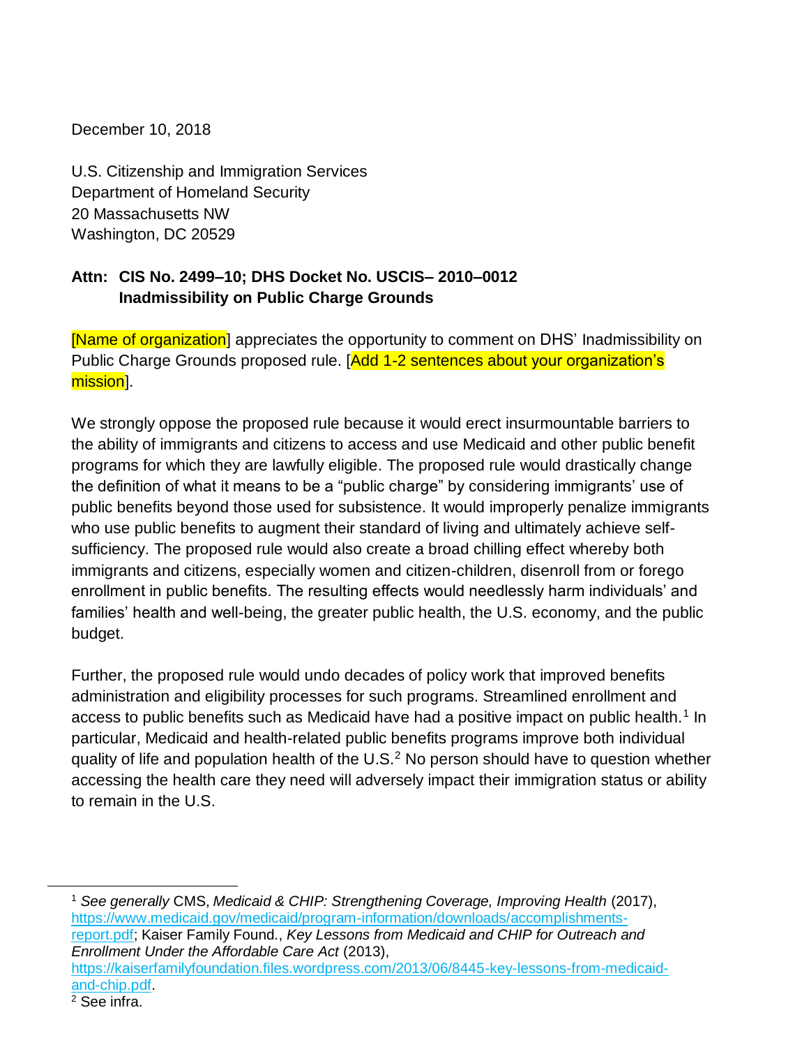December 10, 2018

U.S. Citizenship and Immigration Services
Department of Homeland Security
20 Massachusetts NW
Washington, DC 20529

**Attn: CIS No. 2499–10; DHS Docket No. USCIS– 2010–0012**
**Inadmissibility on Public Charge Grounds**

[Name of organization] appreciates the opportunity to comment on DHS' Inadmissibility on Public Charge Grounds proposed rule. [Add 1-2 sentences about your organization's mission].

We strongly oppose the proposed rule because it would erect insurmountable barriers to the ability of immigrants and citizens to access and use Medicaid and other public benefit programs for which they are lawfully eligible. The proposed rule would drastically change the definition of what it means to be a "public charge" by considering immigrants' use of public benefits beyond those used for subsistence. It would improperly penalize immigrants who use public benefits to augment their standard of living and ultimately achieve self-sufficiency. The proposed rule would also create a broad chilling effect whereby both immigrants and citizens, especially women and citizen-children, disenroll from or forego enrollment in public benefits. The resulting effects would needlessly harm individuals' and families' health and well-being, the greater public health, the U.S. economy, and the public budget.

Further, the proposed rule would undo decades of policy work that improved benefits administration and eligibility processes for such programs. Streamlined enrollment and access to public benefits such as Medicaid have had a positive impact on public health.[1] In particular, Medicaid and health-related public benefits programs improve both individual quality of life and population health of the U.S.[2] No person should have to question whether accessing the health care they need will adversely impact their immigration status or ability to remain in the U.S.

---

[1] *See generally* CMS, *Medicaid & CHIP: Strengthening Coverage, Improving Health* (2017), https://www.medicaid.gov/medicaid/program-information/downloads/accomplishments-report.pdf; Kaiser Family Found., *Key Lessons from Medicaid and CHIP for Outreach and Enrollment Under the Affordable Care Act* (2013), https://kaiserfamilyfoundation.files.wordpress.com/2013/06/8445-key-lessons-from-medicaid-and-chip.pdf.

[2] See infra.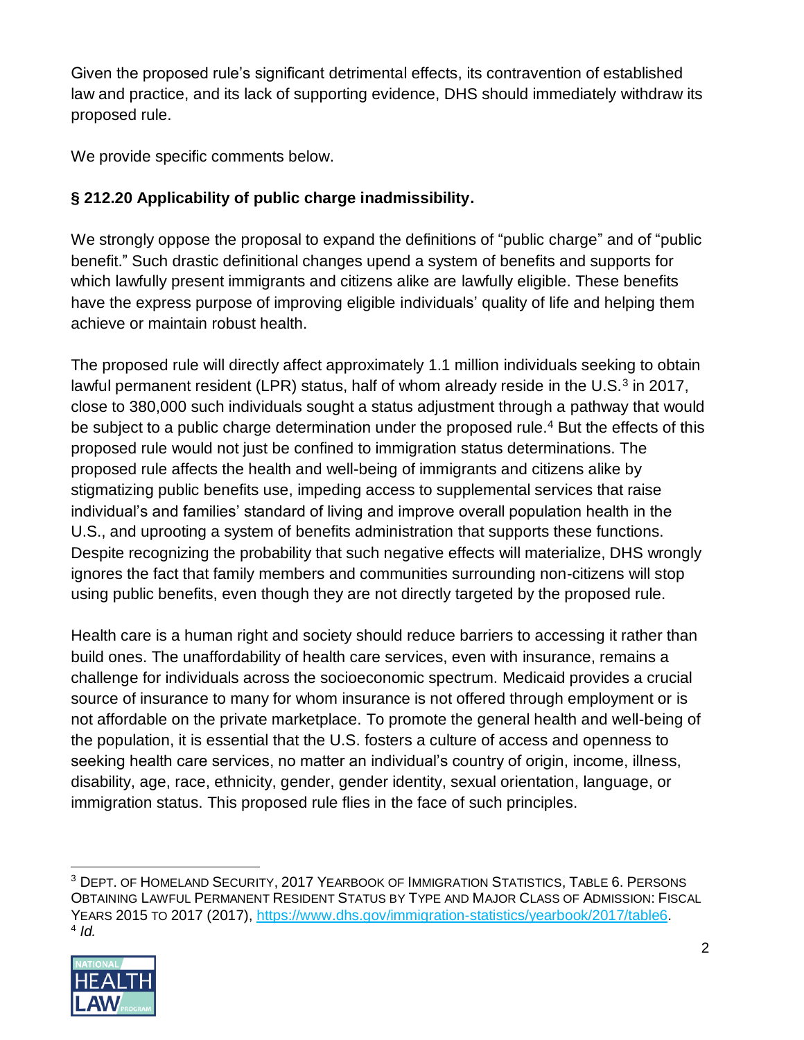Given the proposed rule's significant detrimental effects, its contravention of established law and practice, and its lack of supporting evidence, DHS should immediately withdraw its proposed rule.

We provide specific comments below.

**§ 212.20 Applicability of public charge inadmissibility.**

We strongly oppose the proposal to expand the definitions of "public charge" and of "public benefit." Such drastic definitional changes upend a system of benefits and supports for which lawfully present immigrants and citizens alike are lawfully eligible. These benefits have the express purpose of improving eligible individuals' quality of life and helping them achieve or maintain robust health.

The proposed rule will directly affect approximately 1.1 million individuals seeking to obtain lawful permanent resident (LPR) status, half of whom already reside in the U.S.[3] in 2017, close to 380,000 such individuals sought a status adjustment through a pathway that would be subject to a public charge determination under the proposed rule.[4] But the effects of this proposed rule would not just be confined to immigration status determinations. The proposed rule affects the health and well-being of immigrants and citizens alike by stigmatizing public benefits use, impeding access to supplemental services that raise individual's and families' standard of living and improve overall population health in the U.S., and uprooting a system of benefits administration that supports these functions. Despite recognizing the probability that such negative effects will materialize, DHS wrongly ignores the fact that family members and communities surrounding non-citizens will stop using public benefits, even though they are not directly targeted by the proposed rule.

Health care is a human right and society should reduce barriers to accessing it rather than build ones. The unaffordability of health care services, even with insurance, remains a challenge for individuals across the socioeconomic spectrum. Medicaid provides a crucial source of insurance to many for whom insurance is not offered through employment or is not affordable on the private marketplace. To promote the general health and well-being of the population, it is essential that the U.S. fosters a culture of access and openness to seeking health care services, no matter an individual's country of origin, income, illness, disability, age, race, ethnicity, gender, gender identity, sexual orientation, language, or immigration status. This proposed rule flies in the face of such principles.

---

[3] DEPT. OF HOMELAND SECURITY, 2017 YEARBOOK OF IMMIGRATION STATISTICS, TABLE 6. PERSONS OBTAINING LAWFUL PERMANENT RESIDENT STATUS BY TYPE AND MAJOR CLASS OF ADMISSION: FISCAL YEARS 2015 TO 2017 (2017), https://www.dhs.gov/immigration-statistics/yearbook/2017/table6.

[4] *Id.*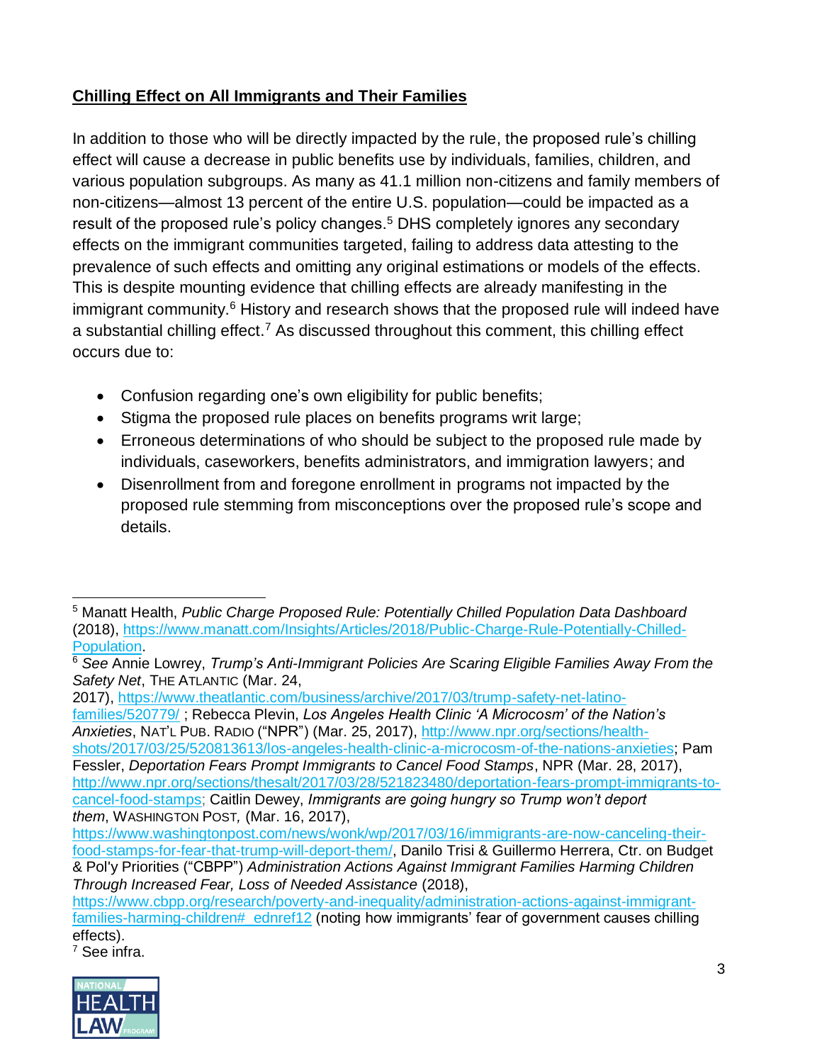**Chilling Effect on All Immigrants and Their Families**

In addition to those who will be directly impacted by the rule, the proposed rule's chilling effect will cause a decrease in public benefits use by individuals, families, children, and various population subgroups. As many as 41.1 million non-citizens and family members of non-citizens—almost 13 percent of the entire U.S. population—could be impacted as a result of the proposed rule's policy changes.[5] DHS completely ignores any secondary effects on the immigrant communities targeted, failing to address data attesting to the prevalence of such effects and omitting any original estimations or models of the effects. This is despite mounting evidence that chilling effects are already manifesting in the immigrant community.[6] History and research shows that the proposed rule will indeed have a substantial chilling effect.[7] As discussed throughout this comment, this chilling effect occurs due to:

- Confusion regarding one's own eligibility for public benefits;
- Stigma the proposed rule places on benefits programs writ large;
- Erroneous determinations of who should be subject to the proposed rule made by individuals, caseworkers, benefits administrators, and immigration lawyers; and
- Disenrollment from and foregone enrollment in programs not impacted by the proposed rule stemming from misconceptions over the proposed rule's scope and details.

---

[5] Manatt Health, *Public Charge Proposed Rule: Potentially Chilled Population Data Dashboard* (2018), https://www.manatt.com/Insights/Articles/2018/Public-Charge-Rule-Potentially-Chilled-Population.

[6] *See* Annie Lowrey, *Trump's Anti-Immigrant Policies Are Scaring Eligible Families Away From the Safety Net*, THE ATLANTIC (Mar. 24, 2017), https://www.theatlantic.com/business/archive/2017/03/trump-safety-net-latino-families/520779/ ; Rebecca Plevin, *Los Angeles Health Clinic 'A Microcosm' of the Nation's Anxieties*, NAT'L PUB. RADIO ("NPR") (Mar. 25, 2017), http://www.npr.org/sections/health-shots/2017/03/25/520813613/los-angeles-health-clinic-a-microcosm-of-the-nations-anxieties; Pam Fessler, *Deportation Fears Prompt Immigrants to Cancel Food Stamps*, NPR (Mar. 28, 2017), http://www.npr.org/sections/thesalt/2017/03/28/521823480/deportation-fears-prompt-immigrants-to-cancel-food-stamps; Caitlin Dewey, *Immigrants are going hungry so Trump won't deport them*, WASHINGTON POST, (Mar. 16, 2017), https://www.washingtonpost.com/news/wonk/wp/2017/03/16/immigrants-are-now-canceling-their-food-stamps-for-fear-that-trump-will-deport-them/, Danilo Trisi & Guillermo Herrera, Ctr. on Budget & Pol'y Priorities ("CBPP") *Administration Actions Against Immigrant Families Harming Children Through Increased Fear, Loss of Needed Assistance* (2018), https://www.cbpp.org/research/poverty-and-inequality/administration-actions-against-immigrant-families-harming-children#_ednref12 (noting how immigrants' fear of government causes chilling effects).

[7] See infra.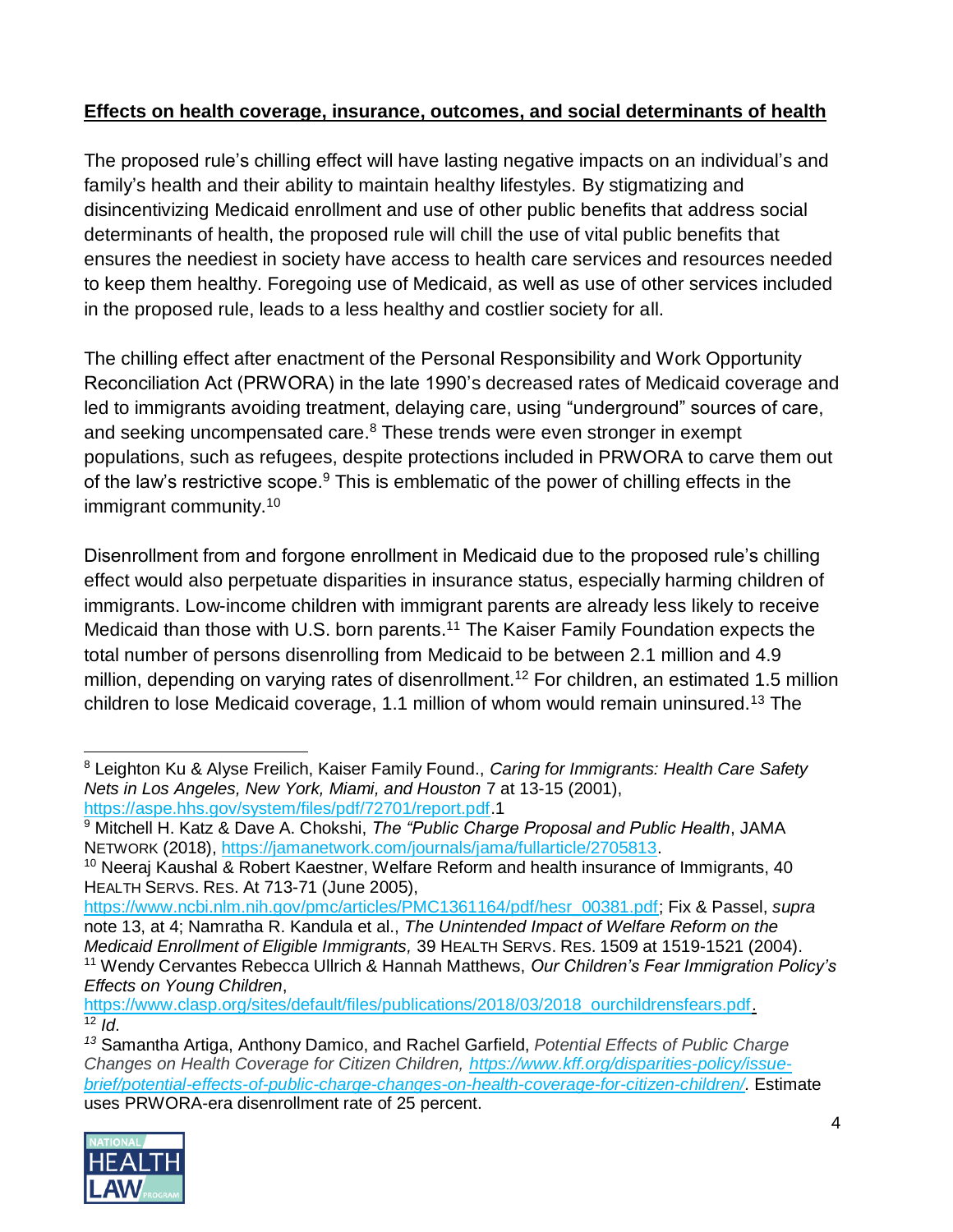**Effects on health coverage, insurance, outcomes, and social determinants of health**

The proposed rule's chilling effect will have lasting negative impacts on an individual's and family's health and their ability to maintain healthy lifestyles. By stigmatizing and disincentivizing Medicaid enrollment and use of other public benefits that address social determinants of health, the proposed rule will chill the use of vital public benefits that ensures the neediest in society have access to health care services and resources needed to keep them healthy. Foregoing use of Medicaid, as well as use of other services included in the proposed rule, leads to a less healthy and costlier society for all.

The chilling effect after enactment of the Personal Responsibility and Work Opportunity Reconciliation Act (PRWORA) in the late 1990's decreased rates of Medicaid coverage and led to immigrants avoiding treatment, delaying care, using "underground" sources of care, and seeking uncompensated care.[8] These trends were even stronger in exempt populations, such as refugees, despite protections included in PRWORA to carve them out of the law's restrictive scope.[9] This is emblematic of the power of chilling effects in the immigrant community.[10]

Disenrollment from and forgone enrollment in Medicaid due to the proposed rule's chilling effect would also perpetuate disparities in insurance status, especially harming children of immigrants. Low-income children with immigrant parents are already less likely to receive Medicaid than those with U.S. born parents.[11] The Kaiser Family Foundation expects the total number of persons disenrolling from Medicaid to be between 2.1 million and 4.9 million, depending on varying rates of disenrollment.[12] For children, an estimated 1.5 million children to lose Medicaid coverage, 1.1 million of whom would remain uninsured.[13] The

---

[8] Leighton Ku & Alyse Freilich, Kaiser Family Found., *Caring for Immigrants: Health Care Safety Nets in Los Angeles, New York, Miami, and Houston* 7 at 13-15 (2001), https://aspe.hhs.gov/system/files/pdf/72701/report.pdf.1

[9] Mitchell H. Katz & Dave A. Chokshi, *The "Public Charge Proposal and Public Health*, JAMA NETWORK (2018), https://jamanetwork.com/journals/jama/fullarticle/2705813.

[10] Neeraj Kaushal & Robert Kaestner, Welfare Reform and health insurance of Immigrants, 40 HEALTH SERVS. RES. At 713-71 (June 2005), https://www.ncbi.nlm.nih.gov/pmc/articles/PMC1361164/pdf/hesr_00381.pdf; Fix & Passel, *supra* note 13, at 4; Namratha R. Kandula et al., *The Unintended Impact of Welfare Reform on the Medicaid Enrollment of Eligible Immigrants,* 39 HEALTH SERVS. RES. 1509 at 1519-1521 (2004).

[11] Wendy Cervantes Rebecca Ullrich & Hannah Matthews, *Our Children's Fear Immigration Policy's Effects on Young Children*, https://www.clasp.org/sites/default/files/publications/2018/03/2018_ourchildrensfears.pdf.

[12] *Id.*

[13] Samantha Artiga, Anthony Damico, and Rachel Garfield, *Potential Effects of Public Charge Changes on Health Coverage for Citizen Children,* https://www.kff.org/disparities-policy/issue-brief/potential-effects-of-public-charge-changes-on-health-coverage-for-citizen-children/. Estimate uses PRWORA-era disenrollment rate of 25 percent.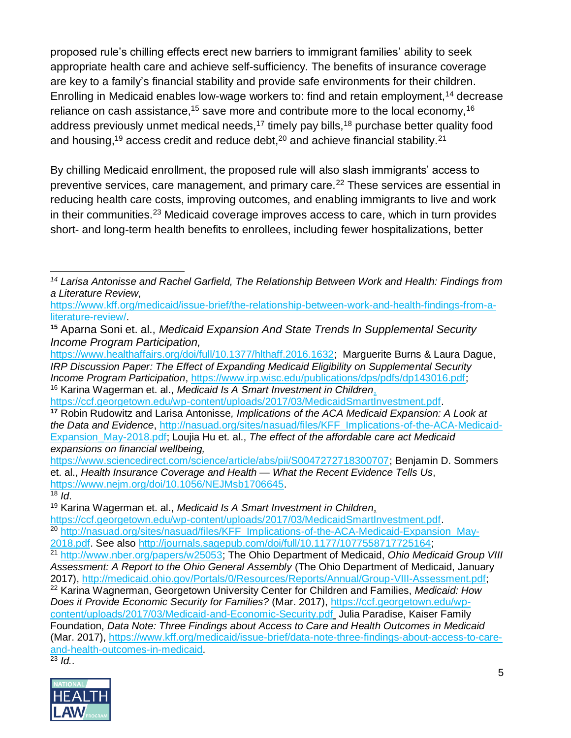proposed rule's chilling effects erect new barriers to immigrant families' ability to seek appropriate health care and achieve self-sufficiency. The benefits of insurance coverage are key to a family's financial stability and provide safe environments for their children. Enrolling in Medicaid enables low-wage workers to: find and retain employment,[14] decrease reliance on cash assistance,[15] save more and contribute more to the local economy,[16] address previously unmet medical needs,[17] timely pay bills,[18] purchase better quality food and housing,[19] access credit and reduce debt,[20] and achieve financial stability.[21]

By chilling Medicaid enrollment, the proposed rule will also slash immigrants' access to preventive services, care management, and primary care.[22] These services are essential in reducing health care costs, improving outcomes, and enabling immigrants to live and work in their communities.[23] Medicaid coverage improves access to care, which in turn provides short- and long-term health benefits to enrollees, including fewer hospitalizations, better

---

[14] *Larisa Antonisse and Rachel Garfield, The Relationship Between Work and Health: Findings from a Literature Review,* https://www.kff.org/medicaid/issue-brief/the-relationship-between-work-and-health-findings-from-a-literature-review/.

[15] Aparna Soni et. al., *Medicaid Expansion And State Trends In Supplemental Security Income Program Participation,* https://www.healthaffairs.org/doi/full/10.1377/hlthaff.2016.1632; Marguerite Burns & Laura Dague, *IRP Discussion Paper: The Effect of Expanding Medicaid Eligibility on Supplemental Security Income Program Participation*, https://www.irp.wisc.edu/publications/dps/pdfs/dp143016.pdf;

[16] Karina Wagerman et. al., *Medicaid Is A Smart Investment in Children*, https://ccf.georgetown.edu/wp-content/uploads/2017/03/MedicaidSmartInvestment.pdf.

[17] Robin Rudowitz and Larisa Antonisse*, Implications of the ACA Medicaid Expansion: A Look at the Data and Evidence*, http://nasuad.org/sites/nasuad/files/KFF_Implications-of-the-ACA-Medicaid-Expansion_May-2018.pdf; Loujia Hu et. al., *The effect of the affordable care act Medicaid expansions on financial wellbeing,* https://www.sciencedirect.com/science/article/abs/pii/S0047272718300707; Benjamin D. Sommers et. al., *Health Insurance Coverage and Health — What the Recent Evidence Tells Us*, https://www.nejm.org/doi/10.1056/NEJMsb1706645.

[18] *Id*.

[19] Karina Wagerman et. al., *Medicaid Is A Smart Investment in Children*, https://ccf.georgetown.edu/wp-content/uploads/2017/03/MedicaidSmartInvestment.pdf.

[20] http://nasuad.org/sites/nasuad/files/KFF_Implications-of-the-ACA-Medicaid-Expansion_May-2018.pdf. See also http://journals.sagepub.com/doi/full/10.1177/1077558717725164;

[21] http://www.nber.org/papers/w25053; The Ohio Department of Medicaid, *Ohio Medicaid Group VIII Assessment: A Report to the Ohio General Assembly* (The Ohio Department of Medicaid, January 2017), http://medicaid.ohio.gov/Portals/0/Resources/Reports/Annual/Group-VIII-Assessment.pdf;

[22] Karina Wagnerman, Georgetown University Center for Children and Families, *Medicaid: How Does it Provide Economic Security for Families?* (Mar. 2017), https://ccf.georgetown.edu/wp-content/uploads/2017/03/Medicaid-and-Economic-Security.pdf Julia Paradise, Kaiser Family Foundation, *Data Note: Three Findings about Access to Care and Health Outcomes in Medicaid* (Mar. 2017), https://www.kff.org/medicaid/issue-brief/data-note-three-findings-about-access-to-care-and-health-outcomes-in-medicaid.

[23] *Id.*.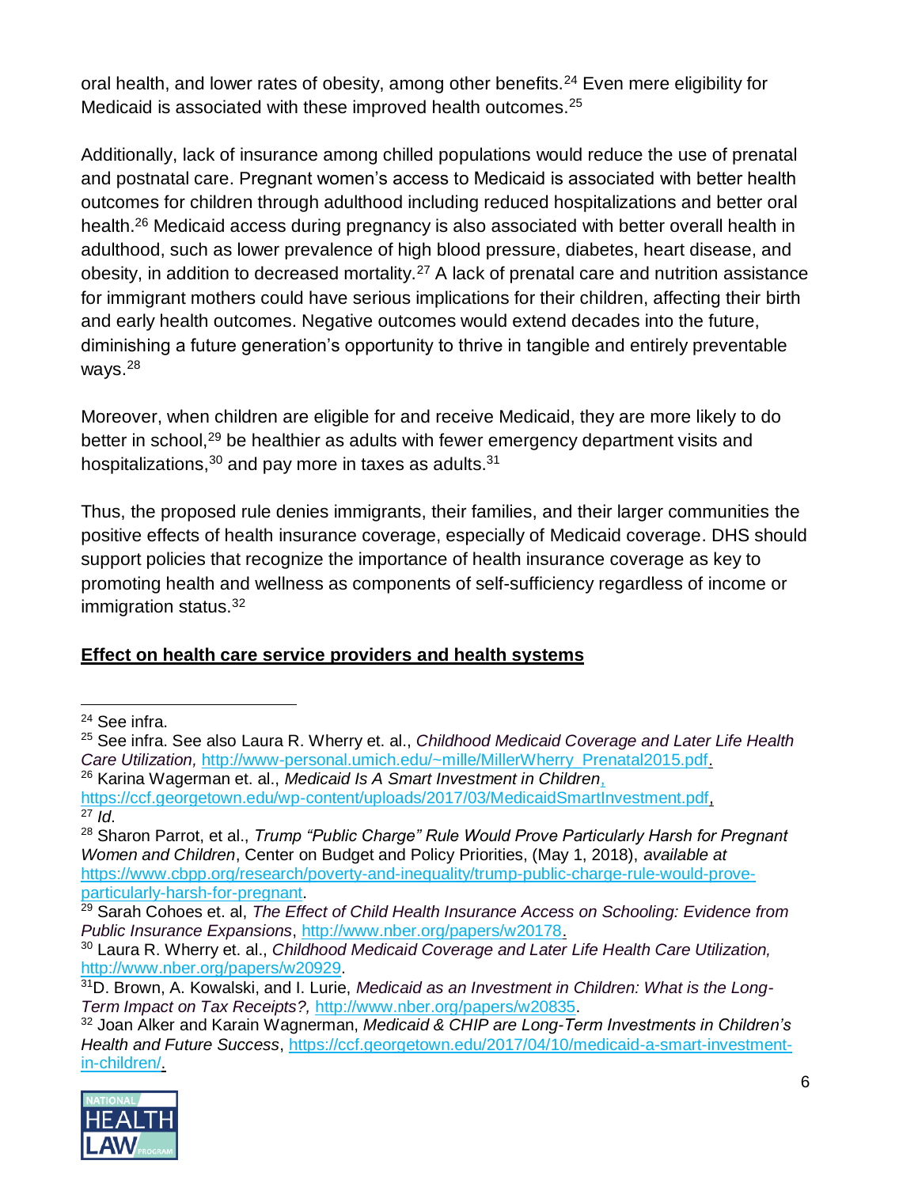oral health, and lower rates of obesity, among other benefits.[24] Even mere eligibility for Medicaid is associated with these improved health outcomes.[25]

Additionally, lack of insurance among chilled populations would reduce the use of prenatal and postnatal care. Pregnant women's access to Medicaid is associated with better health outcomes for children through adulthood including reduced hospitalizations and better oral health.[26] Medicaid access during pregnancy is also associated with better overall health in adulthood, such as lower prevalence of high blood pressure, diabetes, heart disease, and obesity, in addition to decreased mortality.[27] A lack of prenatal care and nutrition assistance for immigrant mothers could have serious implications for their children, affecting their birth and early health outcomes. Negative outcomes would extend decades into the future, diminishing a future generation's opportunity to thrive in tangible and entirely preventable ways.[28]

Moreover, when children are eligible for and receive Medicaid, they are more likely to do better in school,[29] be healthier as adults with fewer emergency department visits and hospitalizations,[30] and pay more in taxes as adults.[31]

Thus, the proposed rule denies immigrants, their families, and their larger communities the positive effects of health insurance coverage, especially of Medicaid coverage. DHS should support policies that recognize the importance of health insurance coverage as key to promoting health and wellness as components of self-sufficiency regardless of income or immigration status.[32]

**Effect on health care service providers and health systems**

---

[24] See infra.

[25] See infra. See also Laura R. Wherry et. al., *Childhood Medicaid Coverage and Later Life Health Care Utilization,* http://www-personal.umich.edu/~mille/MillerWherry_Prenatal2015.pdf.

[26] Karina Wagerman et. al., *Medicaid Is A Smart Investment in Children*, https://ccf.georgetown.edu/wp-content/uploads/2017/03/MedicaidSmartInvestment.pdf,

[27] *Id*.

[28] Sharon Parrot, et al., *Trump "Public Charge" Rule Would Prove Particularly Harsh for Pregnant Women and Children*, Center on Budget and Policy Priorities, (May 1, 2018), *available at* https://www.cbpp.org/research/poverty-and-inequality/trump-public-charge-rule-would-prove-particularly-harsh-for-pregnant.

[29] Sarah Cohoes et. al, *The Effect of Child Health Insurance Access on Schooling: Evidence from Public Insurance Expansions*, http://www.nber.org/papers/w20178.

[30] Laura R. Wherry et. al., *Childhood Medicaid Coverage and Later Life Health Care Utilization,* http://www.nber.org/papers/w20929.

[31] D. Brown, A. Kowalski, and I. Lurie, *Medicaid as an Investment in Children: What is the Long-Term Impact on Tax Receipts?,* http://www.nber.org/papers/w20835.

[32] Joan Alker and Karain Wagnerman, *Medicaid & CHIP are Long-Term Investments in Children's Health and Future Success*, https://ccf.georgetown.edu/2017/04/10/medicaid-a-smart-investment-in-children/.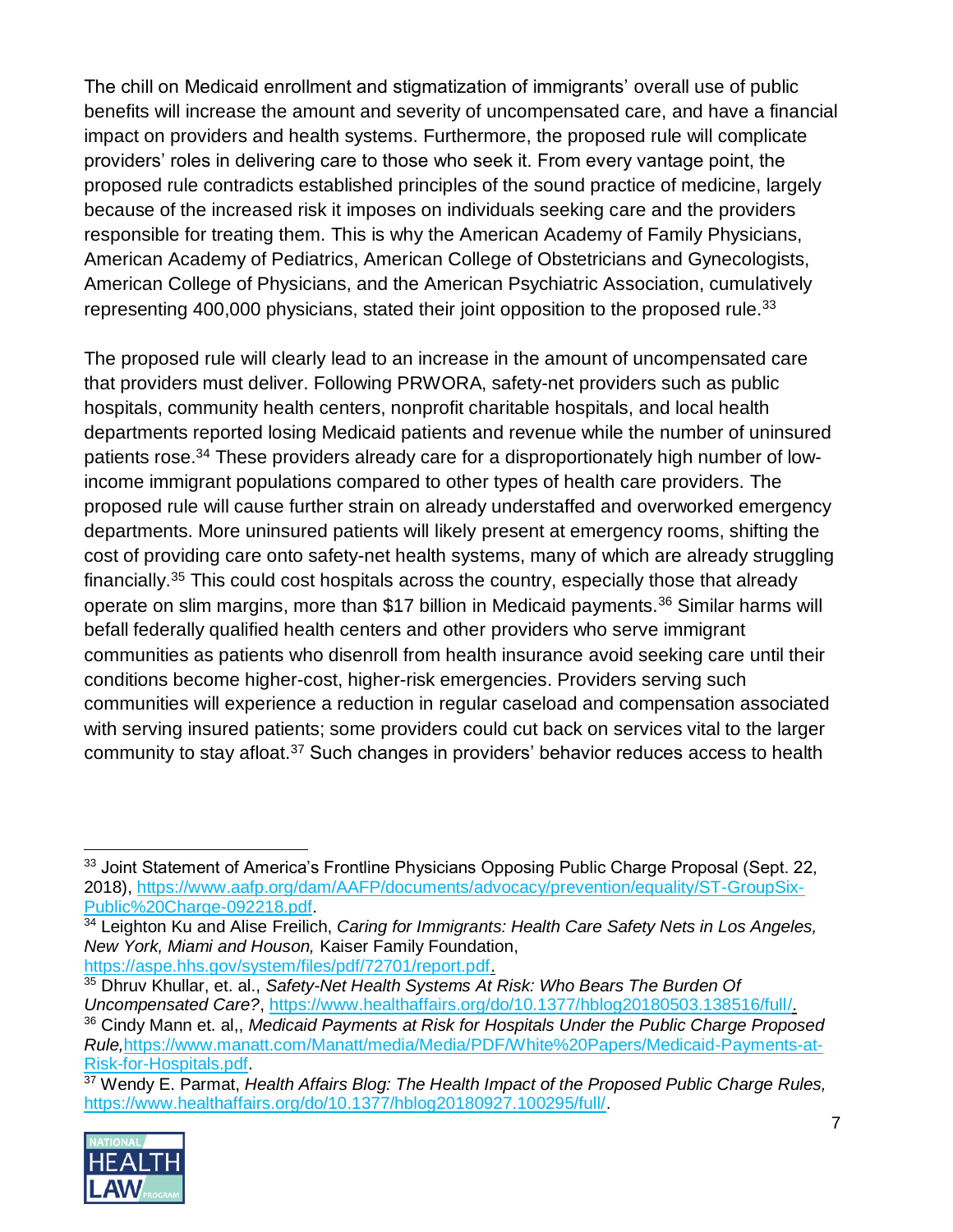The chill on Medicaid enrollment and stigmatization of immigrants' overall use of public benefits will increase the amount and severity of uncompensated care, and have a financial impact on providers and health systems. Furthermore, the proposed rule will complicate providers' roles in delivering care to those who seek it. From every vantage point, the proposed rule contradicts established principles of the sound practice of medicine, largely because of the increased risk it imposes on individuals seeking care and the providers responsible for treating them. This is why the American Academy of Family Physicians, American Academy of Pediatrics, American College of Obstetricians and Gynecologists, American College of Physicians, and the American Psychiatric Association, cumulatively representing 400,000 physicians, stated their joint opposition to the proposed rule.[33]

The proposed rule will clearly lead to an increase in the amount of uncompensated care that providers must deliver. Following PRWORA, safety-net providers such as public hospitals, community health centers, nonprofit charitable hospitals, and local health departments reported losing Medicaid patients and revenue while the number of uninsured patients rose.[34] These providers already care for a disproportionately high number of low-income immigrant populations compared to other types of health care providers. The proposed rule will cause further strain on already understaffed and overworked emergency departments. More uninsured patients will likely present at emergency rooms, shifting the cost of providing care onto safety-net health systems, many of which are already struggling financially.[35] This could cost hospitals across the country, especially those that already operate on slim margins, more than $17 billion in Medicaid payments.[36] Similar harms will befall federally qualified health centers and other providers who serve immigrant communities as patients who disenroll from health insurance avoid seeking care until their conditions become higher-cost, higher-risk emergencies. Providers serving such communities will experience a reduction in regular caseload and compensation associated with serving insured patients; some providers could cut back on services vital to the larger community to stay afloat.[37] Such changes in providers' behavior reduces access to health

---

[33] Joint Statement of America's Frontline Physicians Opposing Public Charge Proposal (Sept. 22, 2018), https://www.aafp.org/dam/AAFP/documents/advocacy/prevention/equality/ST-GroupSix-Public%20Charge-092218.pdf.

[34] Leighton Ku and Alise Freilich, *Caring for Immigrants: Health Care Safety Nets in Los Angeles, New York, Miami and Houson,* Kaiser Family Foundation, https://aspe.hhs.gov/system/files/pdf/72701/report.pdf.

[35] Dhruv Khullar, et. al., *Safety-Net Health Systems At Risk: Who Bears The Burden Of Uncompensated Care?*, https://www.healthaffairs.org/do/10.1377/hblog20180503.138516/full/.

[36] Cindy Mann et. al,, *Medicaid Payments at Risk for Hospitals Under the Public Charge Proposed Rule,* https://www.manatt.com/Manatt/media/Media/PDF/White%20Papers/Medicaid-Payments-at-Risk-for-Hospitals.pdf.

[37] Wendy E. Parmat, *Health Affairs Blog: The Health Impact of the Proposed Public Charge Rules,* https://www.healthaffairs.org/do/10.1377/hblog20180927.100295/full/.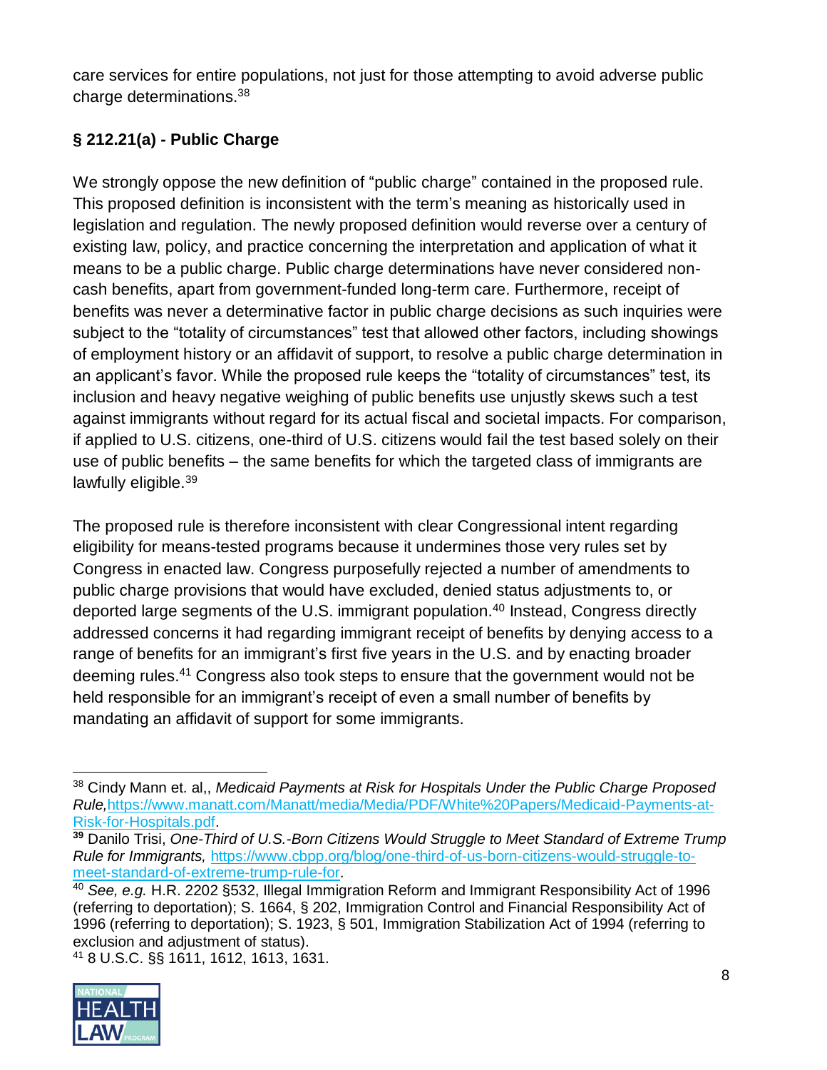care services for entire populations, not just for those attempting to avoid adverse public charge determinations.[38]

**§ 212.21(a) - Public Charge**

We strongly oppose the new definition of "public charge" contained in the proposed rule. This proposed definition is inconsistent with the term's meaning as historically used in legislation and regulation. The newly proposed definition would reverse over a century of existing law, policy, and practice concerning the interpretation and application of what it means to be a public charge. Public charge determinations have never considered non-cash benefits, apart from government-funded long-term care. Furthermore, receipt of benefits was never a determinative factor in public charge decisions as such inquiries were subject to the "totality of circumstances" test that allowed other factors, including showings of employment history or an affidavit of support, to resolve a public charge determination in an applicant's favor. While the proposed rule keeps the "totality of circumstances" test, its inclusion and heavy negative weighing of public benefits use unjustly skews such a test against immigrants without regard for its actual fiscal and societal impacts. For comparison, if applied to U.S. citizens, one-third of U.S. citizens would fail the test based solely on their use of public benefits – the same benefits for which the targeted class of immigrants are lawfully eligible.[39]

The proposed rule is therefore inconsistent with clear Congressional intent regarding eligibility for means-tested programs because it undermines those very rules set by Congress in enacted law. Congress purposefully rejected a number of amendments to public charge provisions that would have excluded, denied status adjustments to, or deported large segments of the U.S. immigrant population.[40] Instead, Congress directly addressed concerns it had regarding immigrant receipt of benefits by denying access to a range of benefits for an immigrant's first five years in the U.S. and by enacting broader deeming rules.[41] Congress also took steps to ensure that the government would not be held responsible for an immigrant's receipt of even a small number of benefits by mandating an affidavit of support for some immigrants.

---

[38] Cindy Mann et. al,, *Medicaid Payments at Risk for Hospitals Under the Public Charge Proposed Rule,*https://www.manatt.com/Manatt/media/Media/PDF/White%20Papers/Medicaid-Payments-at-Risk-for-Hospitals.pdf.

[39] Danilo Trisi, *One-Third of U.S.-Born Citizens Would Struggle to Meet Standard of Extreme Trump Rule for Immigrants,* https://www.cbpp.org/blog/one-third-of-us-born-citizens-would-struggle-to-meet-standard-of-extreme-trump-rule-for.

[40] *See, e.g.* H.R. 2202 §532, Illegal Immigration Reform and Immigrant Responsibility Act of 1996 (referring to deportation); S. 1664, § 202, Immigration Control and Financial Responsibility Act of 1996 (referring to deportation); S. 1923, § 501, Immigration Stabilization Act of 1994 (referring to exclusion and adjustment of status).

[41] 8 U.S.C. §§ 1611, 1612, 1613, 1631.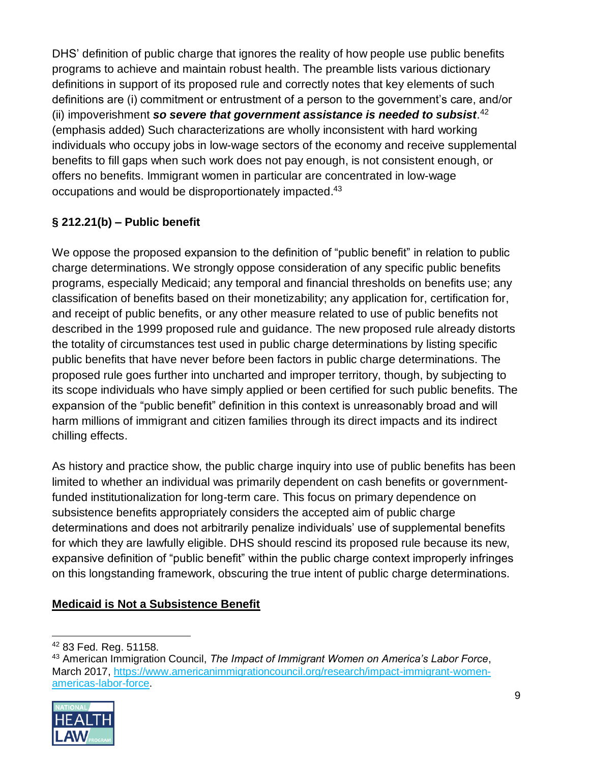DHS' definition of public charge that ignores the reality of how people use public benefits programs to achieve and maintain robust health. The preamble lists various dictionary definitions in support of its proposed rule and correctly notes that key elements of such definitions are (i) commitment or entrustment of a person to the government's care, and/or (ii) impoverishment ***so severe that government assistance is needed to subsist***.[42] (emphasis added) Such characterizations are wholly inconsistent with hard working individuals who occupy jobs in low-wage sectors of the economy and receive supplemental benefits to fill gaps when such work does not pay enough, is not consistent enough, or offers no benefits. Immigrant women in particular are concentrated in low-wage occupations and would be disproportionately impacted.[43]

### § 212.21(b) – Public benefit

We oppose the proposed expansion to the definition of "public benefit" in relation to public charge determinations. We strongly oppose consideration of any specific public benefits programs, especially Medicaid; any temporal and financial thresholds on benefits use; any classification of benefits based on their monetizability; any application for, certification for, and receipt of public benefits, or any other measure related to use of public benefits not described in the 1999 proposed rule and guidance. The new proposed rule already distorts the totality of circumstances test used in public charge determinations by listing specific public benefits that have never before been factors in public charge determinations. The proposed rule goes further into uncharted and improper territory, though, by subjecting to its scope individuals who have simply applied or been certified for such public benefits. The expansion of the "public benefit" definition in this context is unreasonably broad and will harm millions of immigrant and citizen families through its direct impacts and its indirect chilling effects.

As history and practice show, the public charge inquiry into use of public benefits has been limited to whether an individual was primarily dependent on cash benefits or government-funded institutionalization for long-term care. This focus on primary dependence on subsistence benefits appropriately considers the accepted aim of public charge determinations and does not arbitrarily penalize individuals' use of supplemental benefits for which they are lawfully eligible. DHS should rescind its proposed rule because its new, expansive definition of "public benefit" within the public charge context improperly infringes on this longstanding framework, obscuring the true intent of public charge determinations.

**Medicaid is Not a Subsistence Benefit**

---

[42] 83 Fed. Reg. 51158.

[43] American Immigration Council, *The Impact of Immigrant Women on America's Labor Force*, March 2017, https://www.americanimmigrationcouncil.org/research/impact-immigrant-women-americas-labor-force.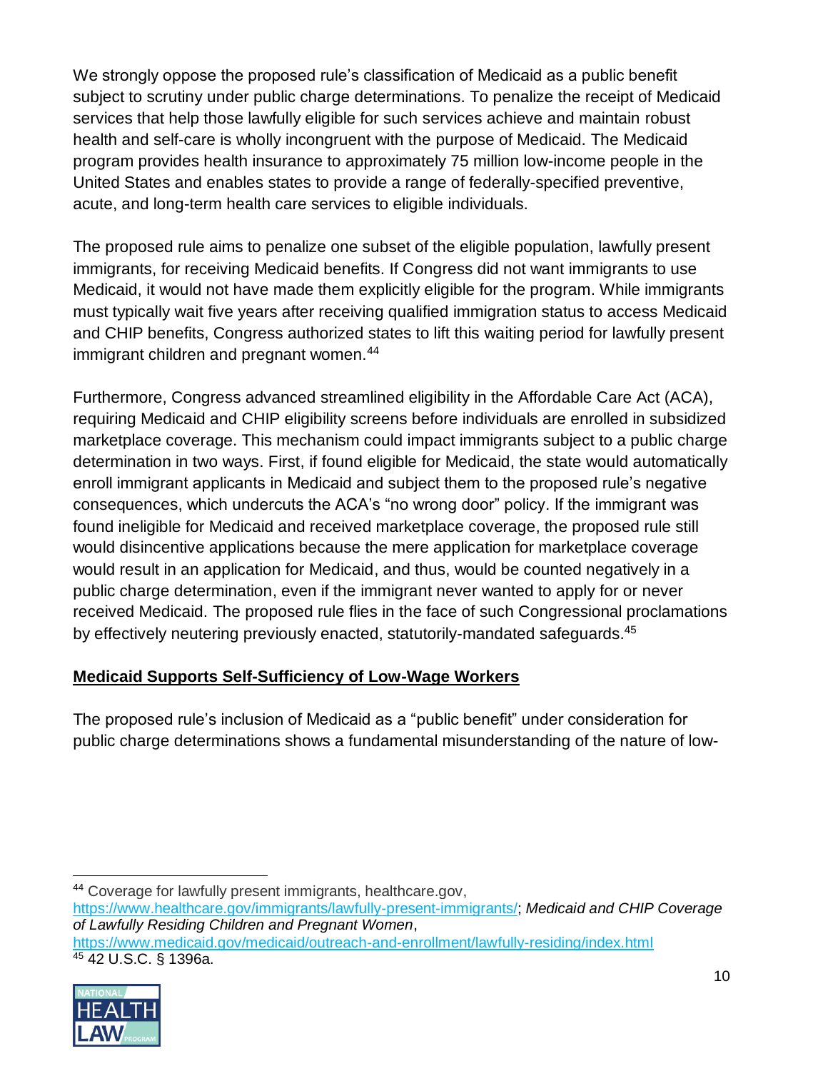We strongly oppose the proposed rule's classification of Medicaid as a public benefit subject to scrutiny under public charge determinations. To penalize the receipt of Medicaid services that help those lawfully eligible for such services achieve and maintain robust health and self-care is wholly incongruent with the purpose of Medicaid. The Medicaid program provides health insurance to approximately 75 million low-income people in the United States and enables states to provide a range of federally-specified preventive, acute, and long-term health care services to eligible individuals.

The proposed rule aims to penalize one subset of the eligible population, lawfully present immigrants, for receiving Medicaid benefits. If Congress did not want immigrants to use Medicaid, it would not have made them explicitly eligible for the program. While immigrants must typically wait five years after receiving qualified immigration status to access Medicaid and CHIP benefits, Congress authorized states to lift this waiting period for lawfully present immigrant children and pregnant women.[44]

Furthermore, Congress advanced streamlined eligibility in the Affordable Care Act (ACA), requiring Medicaid and CHIP eligibility screens before individuals are enrolled in subsidized marketplace coverage. This mechanism could impact immigrants subject to a public charge determination in two ways. First, if found eligible for Medicaid, the state would automatically enroll immigrant applicants in Medicaid and subject them to the proposed rule's negative consequences, which undercuts the ACA's "no wrong door" policy. If the immigrant was found ineligible for Medicaid and received marketplace coverage, the proposed rule still would disincentive applications because the mere application for marketplace coverage would result in an application for Medicaid, and thus, would be counted negatively in a public charge determination, even if the immigrant never wanted to apply for or never received Medicaid. The proposed rule flies in the face of such Congressional proclamations by effectively neutering previously enacted, statutorily-mandated safeguards.[45]

**<u>Medicaid Supports Self-Sufficiency of Low-Wage Workers</u>**

The proposed rule's inclusion of Medicaid as a "public benefit" under consideration for public charge determinations shows a fundamental misunderstanding of the nature of low-

---

[44] Coverage for lawfully present immigrants, healthcare.gov, https://www.healthcare.gov/immigrants/lawfully-present-immigrants/; *Medicaid and CHIP Coverage of Lawfully Residing Children and Pregnant Women*, https://www.medicaid.gov/medicaid/outreach-and-enrollment/lawfully-residing/index.html

[45] 42 U.S.C. § 1396a.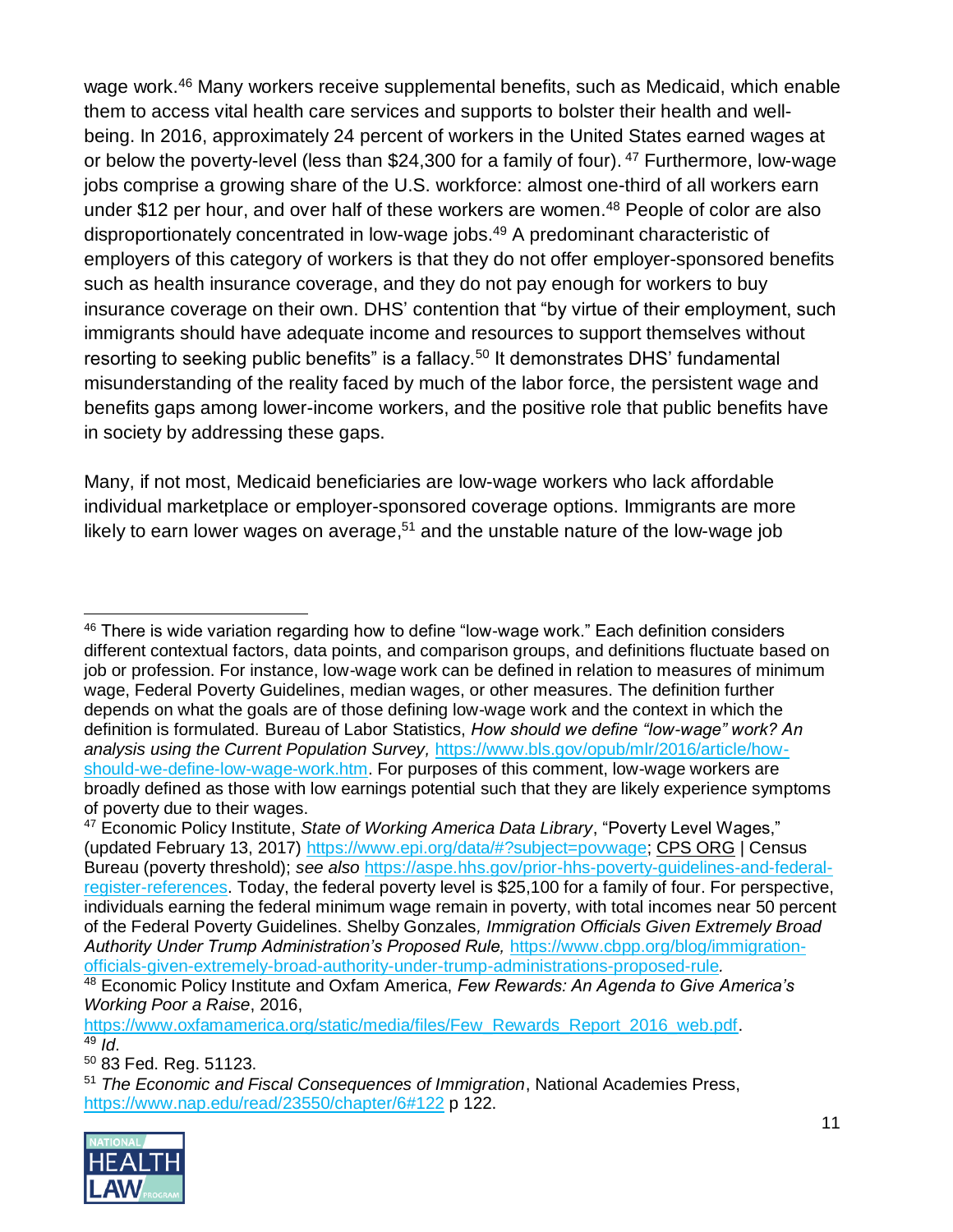wage work.[46] Many workers receive supplemental benefits, such as Medicaid, which enable them to access vital health care services and supports to bolster their health and well-being. In 2016, approximately 24 percent of workers in the United States earned wages at or below the poverty-level (less than $24,300 for a family of four).[47] Furthermore, low-wage jobs comprise a growing share of the U.S. workforce: almost one-third of all workers earn under $12 per hour, and over half of these workers are women.[48] People of color are also disproportionately concentrated in low-wage jobs.[49] A predominant characteristic of employers of this category of workers is that they do not offer employer-sponsored benefits such as health insurance coverage, and they do not pay enough for workers to buy insurance coverage on their own. DHS' contention that "by virtue of their employment, such immigrants should have adequate income and resources to support themselves without resorting to seeking public benefits" is a fallacy.[50] It demonstrates DHS' fundamental misunderstanding of the reality faced by much of the labor force, the persistent wage and benefits gaps among lower-income workers, and the positive role that public benefits have in society by addressing these gaps.

Many, if not most, Medicaid beneficiaries are low-wage workers who lack affordable individual marketplace or employer-sponsored coverage options. Immigrants are more likely to earn lower wages on average,[51] and the unstable nature of the low-wage job

---

[46] There is wide variation regarding how to define "low-wage work." Each definition considers different contextual factors, data points, and comparison groups, and definitions fluctuate based on job or profession. For instance, low-wage work can be defined in relation to measures of minimum wage, Federal Poverty Guidelines, median wages, or other measures. The definition further depends on what the goals are of those defining low-wage work and the context in which the definition is formulated. Bureau of Labor Statistics, *How should we define "low-wage" work? An analysis using the Current Population Survey,* https://www.bls.gov/opub/mlr/2016/article/how-should-we-define-low-wage-work.htm. For purposes of this comment, low-wage workers are broadly defined as those with low earnings potential such that they are likely experience symptoms of poverty due to their wages.

[47] Economic Policy Institute, *State of Working America Data Library*, "Poverty Level Wages," (updated February 13, 2017) https://www.epi.org/data/#?subject=povwage; CPS ORG | Census Bureau (poverty threshold); *see also* https://aspe.hhs.gov/prior-hhs-poverty-guidelines-and-federal-register-references. Today, the federal poverty level is $25,100 for a family of four. For perspective, individuals earning the federal minimum wage remain in poverty, with total incomes near 50 percent of the Federal Poverty Guidelines. Shelby Gonzales*, Immigration Officials Given Extremely Broad Authority Under Trump Administration's Proposed Rule,* https://www.cbpp.org/blog/immigration-officials-given-extremely-broad-authority-under-trump-administrations-proposed-rule.

[48] Economic Policy Institute and Oxfam America, *Few Rewards: An Agenda to Give America's Working Poor a Raise*, 2016, https://www.oxfamamerica.org/static/media/files/Few_Rewards_Report_2016_web.pdf.

[49] *Id*.

[50] 83 Fed. Reg. 51123.

[51] *The Economic and Fiscal Consequences of Immigration*, National Academies Press, https://www.nap.edu/read/23550/chapter/6#122 p 122.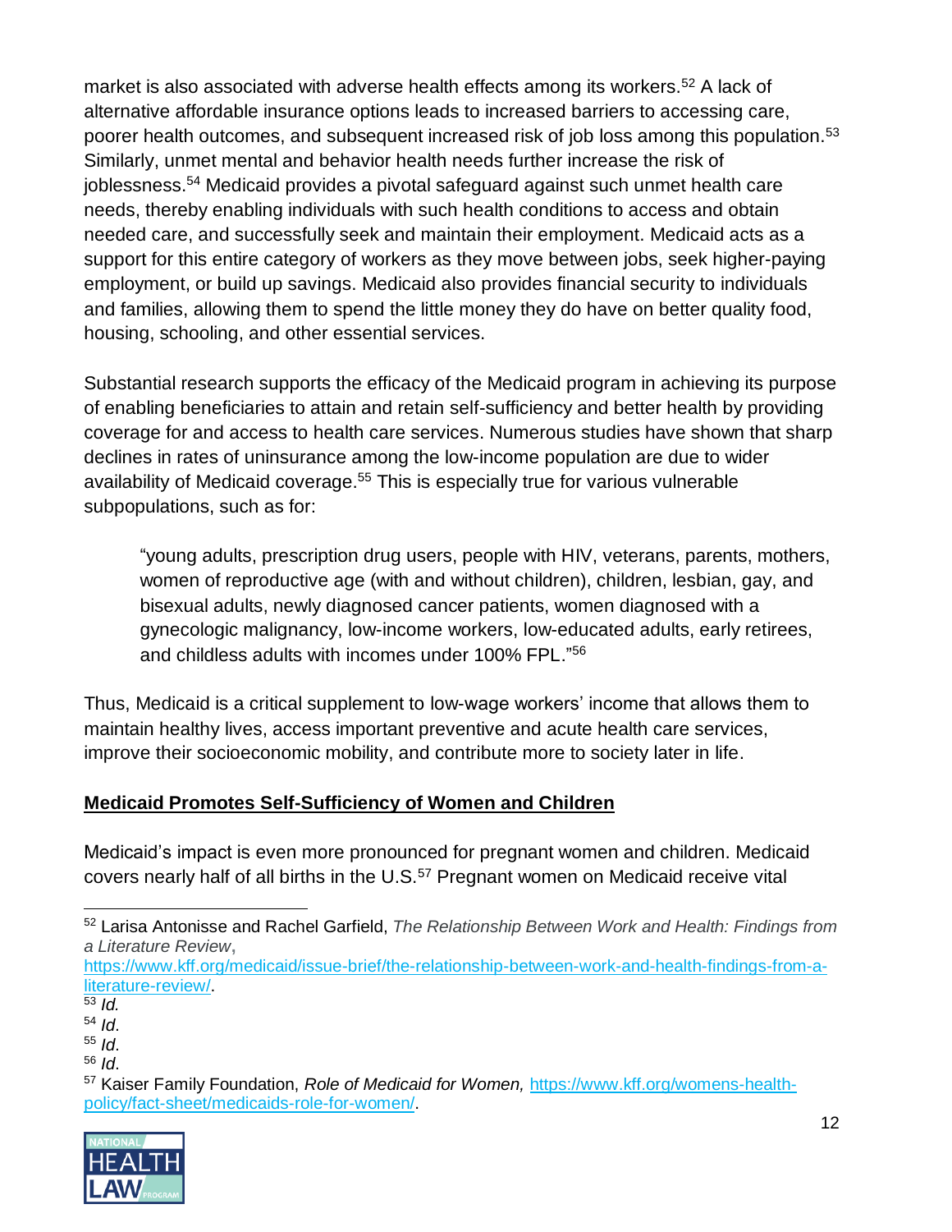market is also associated with adverse health effects among its workers.[52] A lack of alternative affordable insurance options leads to increased barriers to accessing care, poorer health outcomes, and subsequent increased risk of job loss among this population.[53] Similarly, unmet mental and behavior health needs further increase the risk of joblessness.[54] Medicaid provides a pivotal safeguard against such unmet health care needs, thereby enabling individuals with such health conditions to access and obtain needed care, and successfully seek and maintain their employment. Medicaid acts as a support for this entire category of workers as they move between jobs, seek higher-paying employment, or build up savings. Medicaid also provides financial security to individuals and families, allowing them to spend the little money they do have on better quality food, housing, schooling, and other essential services.

Substantial research supports the efficacy of the Medicaid program in achieving its purpose of enabling beneficiaries to attain and retain self-sufficiency and better health by providing coverage for and access to health care services. Numerous studies have shown that sharp declines in rates of uninsurance among the low-income population are due to wider availability of Medicaid coverage.[55] This is especially true for various vulnerable subpopulations, such as for:

> "young adults, prescription drug users, people with HIV, veterans, parents, mothers, women of reproductive age (with and without children), children, lesbian, gay, and bisexual adults, newly diagnosed cancer patients, women diagnosed with a gynecologic malignancy, low-income workers, low-educated adults, early retirees, and childless adults with incomes under 100% FPL."[56]

Thus, Medicaid is a critical supplement to low-wage workers' income that allows them to maintain healthy lives, access important preventive and acute health care services, improve their socioeconomic mobility, and contribute more to society later in life.

**Medicaid Promotes Self-Sufficiency of Women and Children**

Medicaid's impact is even more pronounced for pregnant women and children. Medicaid covers nearly half of all births in the U.S.[57] Pregnant women on Medicaid receive vital

---

[52] Larisa Antonisse and Rachel Garfield, *The Relationship Between Work and Health: Findings from a Literature Review*, https://www.kff.org/medicaid/issue-brief/the-relationship-between-work-and-health-findings-from-a-literature-review/.

[53] *Id.*

[54] *Id.*

[55] *Id.*

[56] *Id.*

[57] Kaiser Family Foundation, *Role of Medicaid for Women,* https://www.kff.org/womens-health-policy/fact-sheet/medicaids-role-for-women/.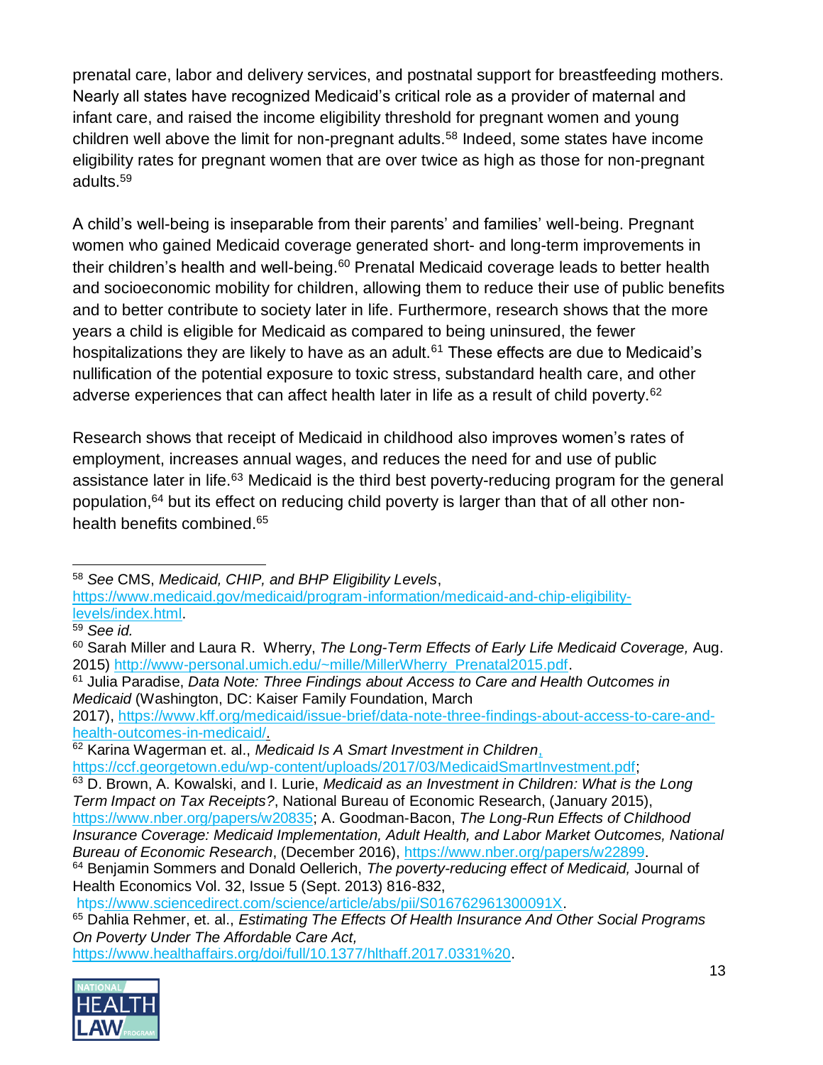prenatal care, labor and delivery services, and postnatal support for breastfeeding mothers. Nearly all states have recognized Medicaid's critical role as a provider of maternal and infant care, and raised the income eligibility threshold for pregnant women and young children well above the limit for non-pregnant adults.[58] Indeed, some states have income eligibility rates for pregnant women that are over twice as high as those for non-pregnant adults.[59]

A child's well-being is inseparable from their parents' and families' well-being. Pregnant women who gained Medicaid coverage generated short- and long-term improvements in their children's health and well-being.[60] Prenatal Medicaid coverage leads to better health and socioeconomic mobility for children, allowing them to reduce their use of public benefits and to better contribute to society later in life. Furthermore, research shows that the more years a child is eligible for Medicaid as compared to being uninsured, the fewer hospitalizations they are likely to have as an adult.[61] These effects are due to Medicaid's nullification of the potential exposure to toxic stress, substandard health care, and other adverse experiences that can affect health later in life as a result of child poverty.[62]

Research shows that receipt of Medicaid in childhood also improves women's rates of employment, increases annual wages, and reduces the need for and use of public assistance later in life.[63] Medicaid is the third best poverty-reducing program for the general population,[64] but its effect on reducing child poverty is larger than that of all other non-health benefits combined.[65]

---

[58] *See* CMS, *Medicaid, CHIP, and BHP Eligibility Levels*, https://www.medicaid.gov/medicaid/program-information/medicaid-and-chip-eligibility-levels/index.html.

[59] *See id.*

[60] Sarah Miller and Laura R. Wherry, *The Long-Term Effects of Early Life Medicaid Coverage,* Aug. 2015) http://www-personal.umich.edu/~mille/MillerWherry_Prenatal2015.pdf.

[61] Julia Paradise, *Data Note: Three Findings about Access to Care and Health Outcomes in Medicaid* (Washington, DC: Kaiser Family Foundation, March 2017), https://www.kff.org/medicaid/issue-brief/data-note-three-findings-about-access-to-care-and-health-outcomes-in-medicaid/.

[62] Karina Wagerman et. al., *Medicaid Is A Smart Investment in Children*, https://ccf.georgetown.edu/wp-content/uploads/2017/03/MedicaidSmartInvestment.pdf;

[63] D. Brown, A. Kowalski, and I. Lurie, *Medicaid as an Investment in Children: What is the Long Term Impact on Tax Receipts?*, National Bureau of Economic Research, (January 2015), https://www.nber.org/papers/w20835; A. Goodman-Bacon, *The Long-Run Effects of Childhood Insurance Coverage: Medicaid Implementation, Adult Health, and Labor Market Outcomes, National Bureau of Economic Research*, (December 2016), https://www.nber.org/papers/w22899.

[64] Benjamin Sommers and Donald Oellerich, *The poverty-reducing effect of Medicaid,* Journal of Health Economics Vol. 32, Issue 5 (Sept. 2013) 816-832, https://www.sciencedirect.com/science/article/abs/pii/S016762961300091X.

[65] Dahlia Rehmer, et. al., *Estimating The Effects Of Health Insurance And Other Social Programs On Poverty Under The Affordable Care Act,* https://www.healthaffairs.org/doi/full/10.1377/hlthaff.2017.0331%20.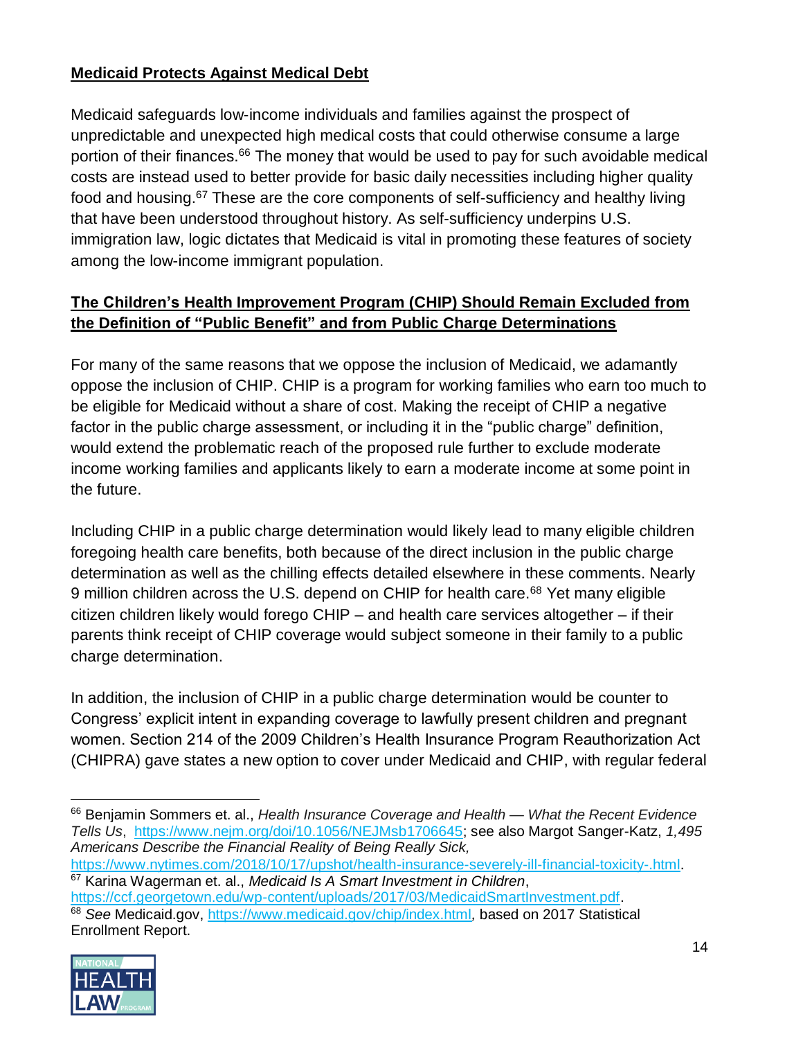**Medicaid Protects Against Medical Debt**

Medicaid safeguards low-income individuals and families against the prospect of unpredictable and unexpected high medical costs that could otherwise consume a large portion of their finances.[66] The money that would be used to pay for such avoidable medical costs are instead used to better provide for basic daily necessities including higher quality food and housing.[67] These are the core components of self-sufficiency and healthy living that have been understood throughout history. As self-sufficiency underpins U.S. immigration law, logic dictates that Medicaid is vital in promoting these features of society among the low-income immigrant population.

**The Children's Health Improvement Program (CHIP) Should Remain Excluded from the Definition of "Public Benefit" and from Public Charge Determinations**

For many of the same reasons that we oppose the inclusion of Medicaid, we adamantly oppose the inclusion of CHIP. CHIP is a program for working families who earn too much to be eligible for Medicaid without a share of cost. Making the receipt of CHIP a negative factor in the public charge assessment, or including it in the "public charge" definition, would extend the problematic reach of the proposed rule further to exclude moderate income working families and applicants likely to earn a moderate income at some point in the future.

Including CHIP in a public charge determination would likely lead to many eligible children foregoing health care benefits, both because of the direct inclusion in the public charge determination as well as the chilling effects detailed elsewhere in these comments. Nearly 9 million children across the U.S. depend on CHIP for health care.[68] Yet many eligible citizen children likely would forego CHIP – and health care services altogether – if their parents think receipt of CHIP coverage would subject someone in their family to a public charge determination.

In addition, the inclusion of CHIP in a public charge determination would be counter to Congress' explicit intent in expanding coverage to lawfully present children and pregnant women. Section 214 of the 2009 Children's Health Insurance Program Reauthorization Act (CHIPRA) gave states a new option to cover under Medicaid and CHIP, with regular federal

---

[66] Benjamin Sommers et. al., *Health Insurance Coverage and Health — What the Recent Evidence Tells Us*, https://www.nejm.org/doi/10.1056/NEJMsb1706645; see also Margot Sanger-Katz, *1,495 Americans Describe the Financial Reality of Being Really Sick,* https://www.nytimes.com/2018/10/17/upshot/health-insurance-severely-ill-financial-toxicity-.html.

[67] Karina Wagerman et. al., *Medicaid Is A Smart Investment in Children*, https://ccf.georgetown.edu/wp-content/uploads/2017/03/MedicaidSmartInvestment.pdf.

[68] *See* Medicaid.gov, https://www.medicaid.gov/chip/index.html*,* based on 2017 Statistical Enrollment Report.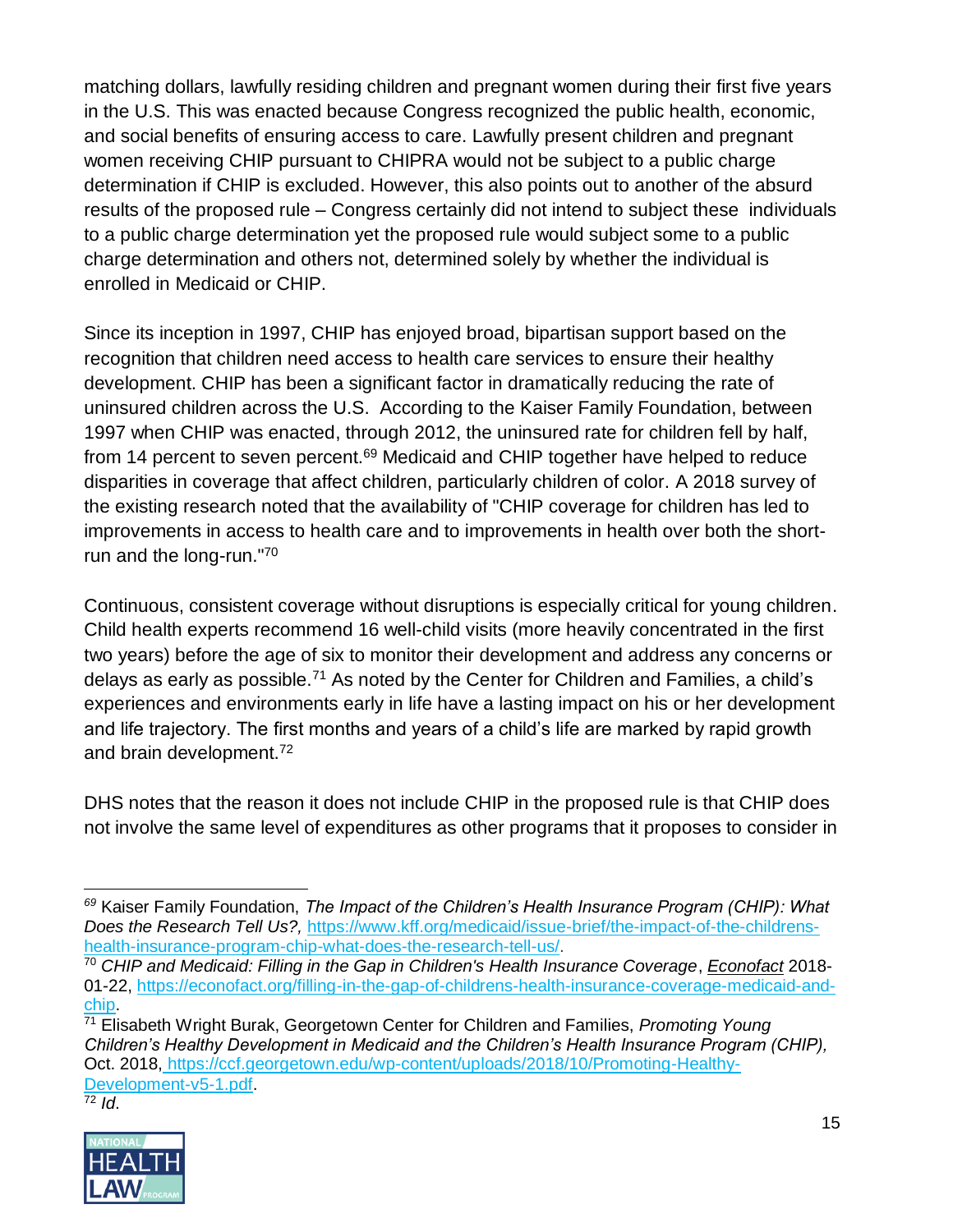matching dollars, lawfully residing children and pregnant women during their first five years in the U.S. This was enacted because Congress recognized the public health, economic, and social benefits of ensuring access to care. Lawfully present children and pregnant women receiving CHIP pursuant to CHIPRA would not be subject to a public charge determination if CHIP is excluded. However, this also points out to another of the absurd results of the proposed rule – Congress certainly did not intend to subject these individuals to a public charge determination yet the proposed rule would subject some to a public charge determination and others not, determined solely by whether the individual is enrolled in Medicaid or CHIP.

Since its inception in 1997, CHIP has enjoyed broad, bipartisan support based on the recognition that children need access to health care services to ensure their healthy development. CHIP has been a significant factor in dramatically reducing the rate of uninsured children across the U.S. According to the Kaiser Family Foundation, between 1997 when CHIP was enacted, through 2012, the uninsured rate for children fell by half, from 14 percent to seven percent.[69] Medicaid and CHIP together have helped to reduce disparities in coverage that affect children, particularly children of color. A 2018 survey of the existing research noted that the availability of "CHIP coverage for children has led to improvements in access to health care and to improvements in health over both the short-run and the long-run."[70]

Continuous, consistent coverage without disruptions is especially critical for young children. Child health experts recommend 16 well-child visits (more heavily concentrated in the first two years) before the age of six to monitor their development and address any concerns or delays as early as possible.[71] As noted by the Center for Children and Families, a child's experiences and environments early in life have a lasting impact on his or her development and life trajectory. The first months and years of a child's life are marked by rapid growth and brain development.[72]

DHS notes that the reason it does not include CHIP in the proposed rule is that CHIP does not involve the same level of expenditures as other programs that it proposes to consider in

---

[69] Kaiser Family Foundation, *The Impact of the Children's Health Insurance Program (CHIP): What Does the Research Tell Us?,* https://www.kff.org/medicaid/issue-brief/the-impact-of-the-childrens-health-insurance-program-chip-what-does-the-research-tell-us/.

[70] *CHIP and Medicaid: Filling in the Gap in Children's Health Insurance Coverage*, *Econofact* 2018-01-22, https://econofact.org/filling-in-the-gap-of-childrens-health-insurance-coverage-medicaid-and-chip.

[71] Elisabeth Wright Burak, Georgetown Center for Children and Families, *Promoting Young Children's Healthy Development in Medicaid and the Children's Health Insurance Program (CHIP),* Oct. 2018, https://ccf.georgetown.edu/wp-content/uploads/2018/10/Promoting-Healthy-Development-v5-1.pdf.

[72] *Id*.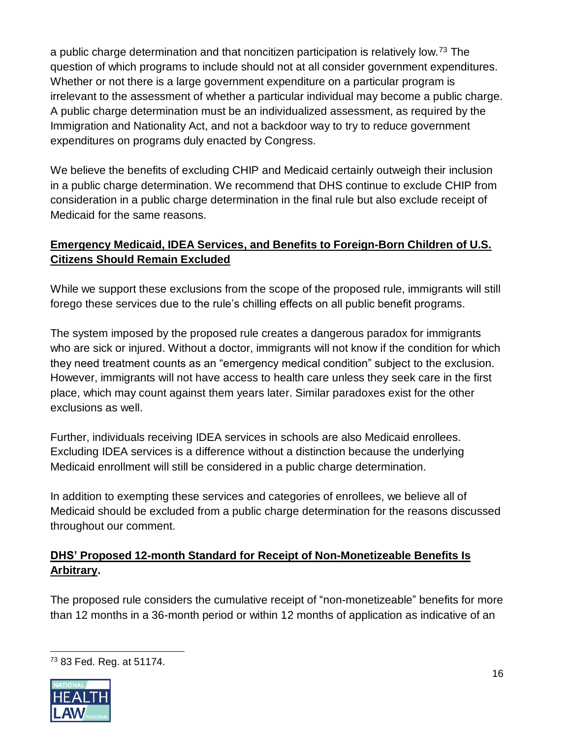a public charge determination and that noncitizen participation is relatively low.[73] The question of which programs to include should not at all consider government expenditures. Whether or not there is a large government expenditure on a particular program is irrelevant to the assessment of whether a particular individual may become a public charge. A public charge determination must be an individualized assessment, as required by the Immigration and Nationality Act, and not a backdoor way to try to reduce government expenditures on programs duly enacted by Congress.

We believe the benefits of excluding CHIP and Medicaid certainly outweigh their inclusion in a public charge determination. We recommend that DHS continue to exclude CHIP from consideration in a public charge determination in the final rule but also exclude receipt of Medicaid for the same reasons.

**Emergency Medicaid, IDEA Services, and Benefits to Foreign-Born Children of U.S. Citizens Should Remain Excluded**

While we support these exclusions from the scope of the proposed rule, immigrants will still forego these services due to the rule's chilling effects on all public benefit programs.

The system imposed by the proposed rule creates a dangerous paradox for immigrants who are sick or injured. Without a doctor, immigrants will not know if the condition for which they need treatment counts as an "emergency medical condition" subject to the exclusion. However, immigrants will not have access to health care unless they seek care in the first place, which may count against them years later. Similar paradoxes exist for the other exclusions as well.

Further, individuals receiving IDEA services in schools are also Medicaid enrollees. Excluding IDEA services is a difference without a distinction because the underlying Medicaid enrollment will still be considered in a public charge determination.

In addition to exempting these services and categories of enrollees, we believe all of Medicaid should be excluded from a public charge determination for the reasons discussed throughout our comment.

**DHS' Proposed 12-month Standard for Receipt of Non-Monetizeable Benefits Is Arbitrary.**

The proposed rule considers the cumulative receipt of "non-monetizeable" benefits for more than 12 months in a 36-month period or within 12 months of application as indicative of an

[73] 83 Fed. Reg. at 51174.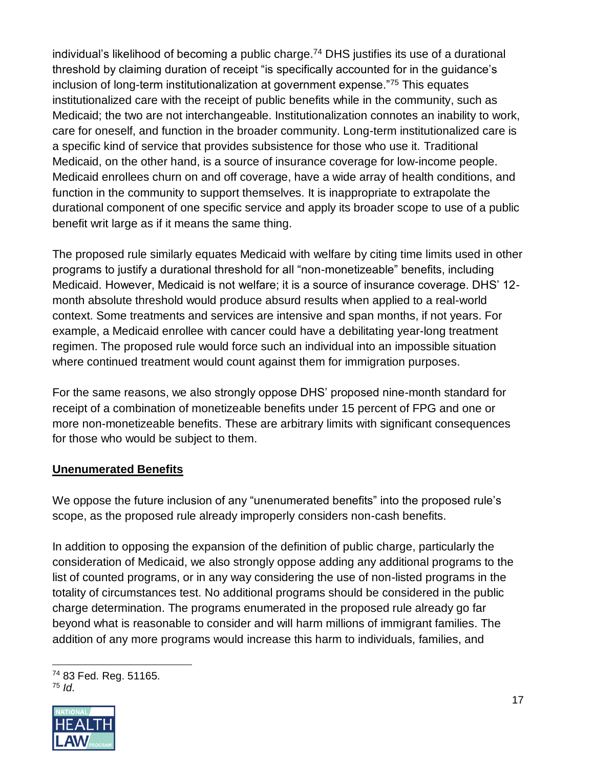individual's likelihood of becoming a public charge.[74] DHS justifies its use of a durational threshold by claiming duration of receipt "is specifically accounted for in the guidance's inclusion of long-term institutionalization at government expense."[75] This equates institutionalized care with the receipt of public benefits while in the community, such as Medicaid; the two are not interchangeable. Institutionalization connotes an inability to work, care for oneself, and function in the broader community. Long-term institutionalized care is a specific kind of service that provides subsistence for those who use it. Traditional Medicaid, on the other hand, is a source of insurance coverage for low-income people. Medicaid enrollees churn on and off coverage, have a wide array of health conditions, and function in the community to support themselves. It is inappropriate to extrapolate the durational component of one specific service and apply its broader scope to use of a public benefit writ large as if it means the same thing.

The proposed rule similarly equates Medicaid with welfare by citing time limits used in other programs to justify a durational threshold for all "non-monetizeable" benefits, including Medicaid. However, Medicaid is not welfare; it is a source of insurance coverage. DHS' 12-month absolute threshold would produce absurd results when applied to a real-world context. Some treatments and services are intensive and span months, if not years. For example, a Medicaid enrollee with cancer could have a debilitating year-long treatment regimen. The proposed rule would force such an individual into an impossible situation where continued treatment would count against them for immigration purposes.

For the same reasons, we also strongly oppose DHS' proposed nine-month standard for receipt of a combination of monetizeable benefits under 15 percent of FPG and one or more non-monetizeable benefits. These are arbitrary limits with significant consequences for those who would be subject to them.

**Unenumerated Benefits**

We oppose the future inclusion of any "unenumerated benefits" into the proposed rule's scope, as the proposed rule already improperly considers non-cash benefits.

In addition to opposing the expansion of the definition of public charge, particularly the consideration of Medicaid, we also strongly oppose adding any additional programs to the list of counted programs, or in any way considering the use of non-listed programs in the totality of circumstances test. No additional programs should be considered in the public charge determination. The programs enumerated in the proposed rule already go far beyond what is reasonable to consider and will harm millions of immigrant families. The addition of any more programs would increase this harm to individuals, families, and

[74] 83 Fed. Reg. 51165.

[75] *Id*.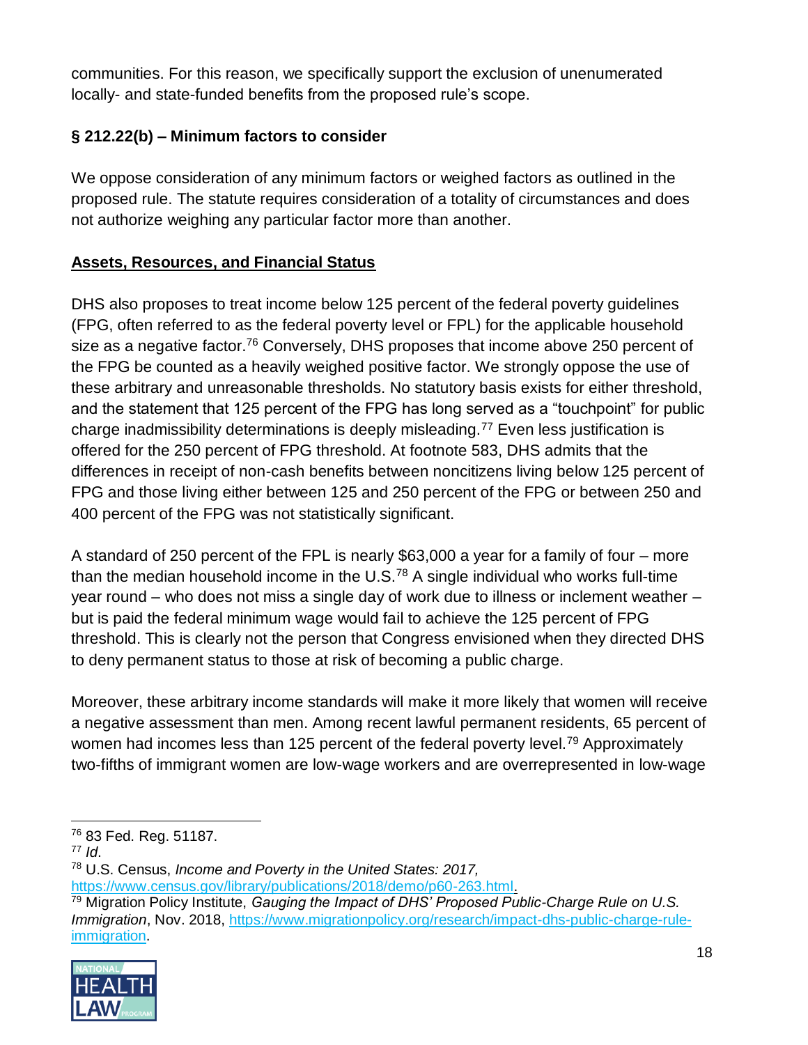communities. For this reason, we specifically support the exclusion of unenumerated locally- and state-funded benefits from the proposed rule's scope.

### § 212.22(b) – Minimum factors to consider

We oppose consideration of any minimum factors or weighed factors as outlined in the proposed rule. The statute requires consideration of a totality of circumstances and does not authorize weighing any particular factor more than another.

**Assets, Resources, and Financial Status**

DHS also proposes to treat income below 125 percent of the federal poverty guidelines (FPG, often referred to as the federal poverty level or FPL) for the applicable household size as a negative factor.[76] Conversely, DHS proposes that income above 250 percent of the FPG be counted as a heavily weighed positive factor. We strongly oppose the use of these arbitrary and unreasonable thresholds. No statutory basis exists for either threshold, and the statement that 125 percent of the FPG has long served as a "touchpoint" for public charge inadmissibility determinations is deeply misleading.[77] Even less justification is offered for the 250 percent of FPG threshold. At footnote 583, DHS admits that the differences in receipt of non-cash benefits between noncitizens living below 125 percent of FPG and those living either between 125 and 250 percent of the FPG or between 250 and 400 percent of the FPG was not statistically significant.

A standard of 250 percent of the FPL is nearly $63,000 a year for a family of four – more than the median household income in the U.S.[78] A single individual who works full-time year round – who does not miss a single day of work due to illness or inclement weather – but is paid the federal minimum wage would fail to achieve the 125 percent of FPG threshold. This is clearly not the person that Congress envisioned when they directed DHS to deny permanent status to those at risk of becoming a public charge.

Moreover, these arbitrary income standards will make it more likely that women will receive a negative assessment than men. Among recent lawful permanent residents, 65 percent of women had incomes less than 125 percent of the federal poverty level.[79] Approximately two-fifths of immigrant women are low-wage workers and are overrepresented in low-wage

---

[76] 83 Fed. Reg. 51187.

[77] *Id.*

[78] U.S. Census, *Income and Poverty in the United States: 2017,* https://www.census.gov/library/publications/2018/demo/p60-263.html.

[79] Migration Policy Institute, *Gauging the Impact of DHS' Proposed Public-Charge Rule on U.S. Immigration*, Nov. 2018, https://www.migrationpolicy.org/research/impact-dhs-public-charge-rule-immigration.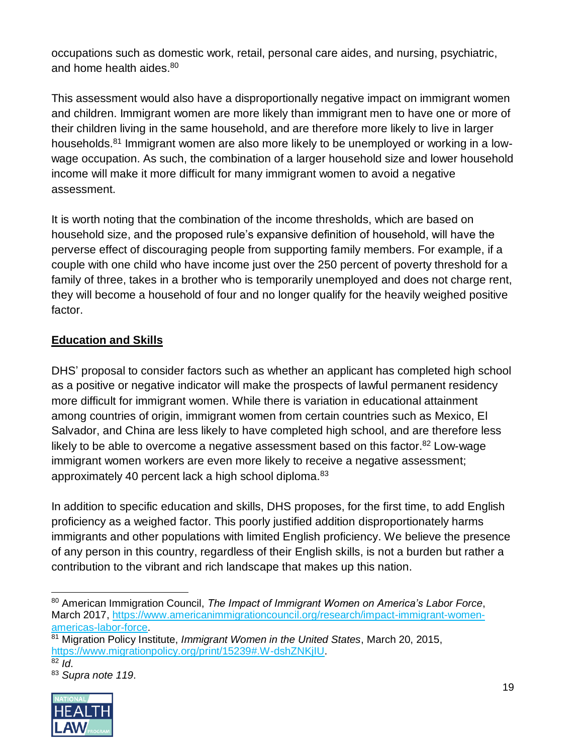occupations such as domestic work, retail, personal care aides, and nursing, psychiatric, and home health aides.[80]

This assessment would also have a disproportionally negative impact on immigrant women and children. Immigrant women are more likely than immigrant men to have one or more of their children living in the same household, and are therefore more likely to live in larger households.[81] Immigrant women are also more likely to be unemployed or working in a low-wage occupation. As such, the combination of a larger household size and lower household income will make it more difficult for many immigrant women to avoid a negative assessment.

It is worth noting that the combination of the income thresholds, which are based on household size, and the proposed rule's expansive definition of household, will have the perverse effect of discouraging people from supporting family members. For example, if a couple with one child who have income just over the 250 percent of poverty threshold for a family of three, takes in a brother who is temporarily unemployed and does not charge rent, they will become a household of four and no longer qualify for the heavily weighed positive factor.

**Education and Skills**

DHS' proposal to consider factors such as whether an applicant has completed high school as a positive or negative indicator will make the prospects of lawful permanent residency more difficult for immigrant women. While there is variation in educational attainment among countries of origin, immigrant women from certain countries such as Mexico, El Salvador, and China are less likely to have completed high school, and are therefore less likely to be able to overcome a negative assessment based on this factor.[82] Low-wage immigrant women workers are even more likely to receive a negative assessment; approximately 40 percent lack a high school diploma.[83]

In addition to specific education and skills, DHS proposes, for the first time, to add English proficiency as a weighed factor. This poorly justified addition disproportionately harms immigrants and other populations with limited English proficiency. We believe the presence of any person in this country, regardless of their English skills, is not a burden but rather a contribution to the vibrant and rich landscape that makes up this nation.

---

[80] American Immigration Council, *The Impact of Immigrant Women on America's Labor Force*, March 2017, https://www.americanimmigrationcouncil.org/research/impact-immigrant-women-americas-labor-force.

[81] Migration Policy Institute, *Immigrant Women in the United States*, March 20, 2015, https://www.migrationpolicy.org/print/15239#.W-dshZNKjIU.

[82] *Id*.

[83] *Supra note 119*.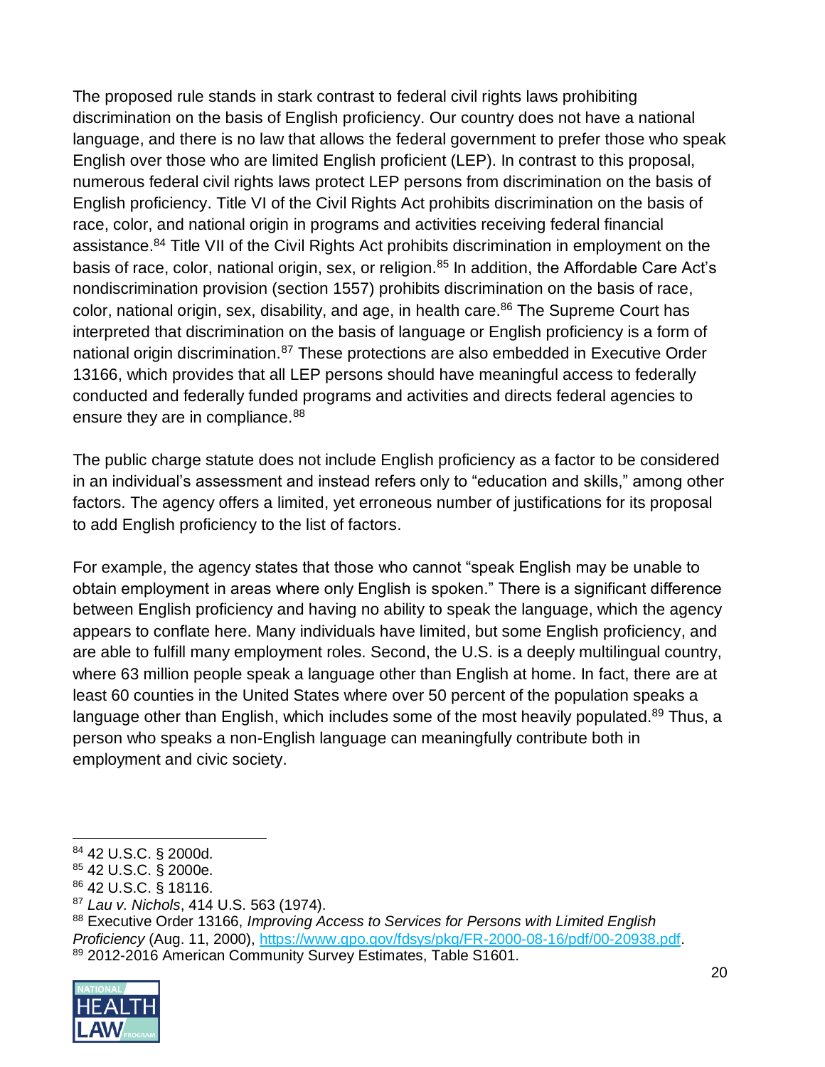The proposed rule stands in stark contrast to federal civil rights laws prohibiting discrimination on the basis of English proficiency. Our country does not have a national language, and there is no law that allows the federal government to prefer those who speak English over those who are limited English proficient (LEP). In contrast to this proposal, numerous federal civil rights laws protect LEP persons from discrimination on the basis of English proficiency. Title VI of the Civil Rights Act prohibits discrimination on the basis of race, color, and national origin in programs and activities receiving federal financial assistance.[84] Title VII of the Civil Rights Act prohibits discrimination in employment on the basis of race, color, national origin, sex, or religion.[85] In addition, the Affordable Care Act's nondiscrimination provision (section 1557) prohibits discrimination on the basis of race, color, national origin, sex, disability, and age, in health care.[86] The Supreme Court has interpreted that discrimination on the basis of language or English proficiency is a form of national origin discrimination.[87] These protections are also embedded in Executive Order 13166, which provides that all LEP persons should have meaningful access to federally conducted and federally funded programs and activities and directs federal agencies to ensure they are in compliance.[88]

The public charge statute does not include English proficiency as a factor to be considered in an individual's assessment and instead refers only to "education and skills," among other factors. The agency offers a limited, yet erroneous number of justifications for its proposal to add English proficiency to the list of factors.

For example, the agency states that those who cannot "speak English may be unable to obtain employment in areas where only English is spoken." There is a significant difference between English proficiency and having no ability to speak the language, which the agency appears to conflate here. Many individuals have limited, but some English proficiency, and are able to fulfill many employment roles. Second, the U.S. is a deeply multilingual country, where 63 million people speak a language other than English at home. In fact, there are at least 60 counties in the United States where over 50 percent of the population speaks a language other than English, which includes some of the most heavily populated.[89] Thus, a person who speaks a non-English language can meaningfully contribute both in employment and civic society.

---

[84] 42 U.S.C. § 2000d.

[85] 42 U.S.C. § 2000e.

[86] 42 U.S.C. § 18116.

[87] *Lau v. Nichols*, 414 U.S. 563 (1974).

[88] Executive Order 13166, *Improving Access to Services for Persons with Limited English Proficiency* (Aug. 11, 2000), https://www.gpo.gov/fdsys/pkg/FR-2000-08-16/pdf/00-20938.pdf.

[89] 2012-2016 American Community Survey Estimates, Table S1601.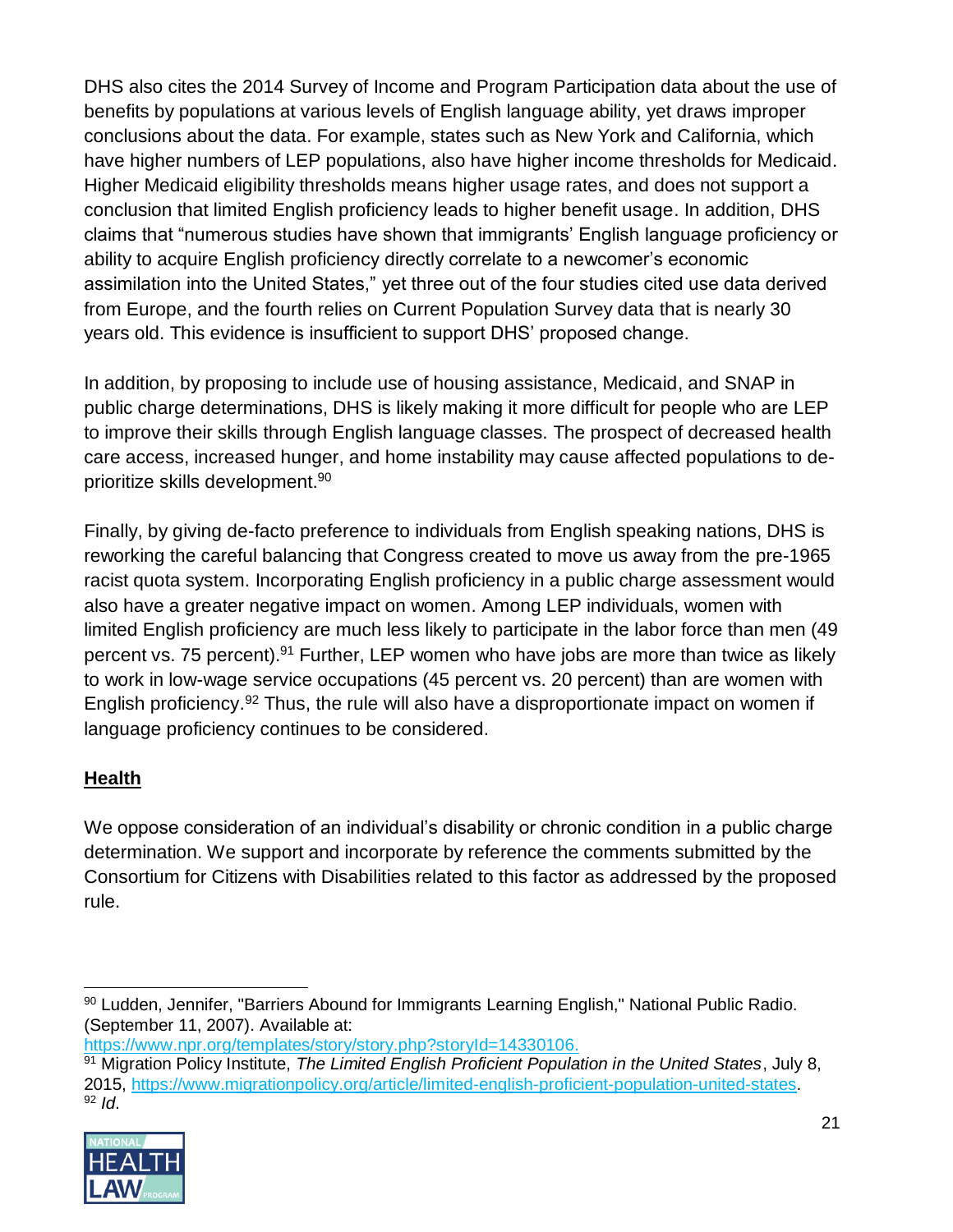DHS also cites the 2014 Survey of Income and Program Participation data about the use of benefits by populations at various levels of English language ability, yet draws improper conclusions about the data. For example, states such as New York and California, which have higher numbers of LEP populations, also have higher income thresholds for Medicaid. Higher Medicaid eligibility thresholds means higher usage rates, and does not support a conclusion that limited English proficiency leads to higher benefit usage. In addition, DHS claims that "numerous studies have shown that immigrants' English language proficiency or ability to acquire English proficiency directly correlate to a newcomer's economic assimilation into the United States," yet three out of the four studies cited use data derived from Europe, and the fourth relies on Current Population Survey data that is nearly 30 years old. This evidence is insufficient to support DHS' proposed change.

In addition, by proposing to include use of housing assistance, Medicaid, and SNAP in public charge determinations, DHS is likely making it more difficult for people who are LEP to improve their skills through English language classes. The prospect of decreased health care access, increased hunger, and home instability may cause affected populations to de-prioritize skills development.[90]

Finally, by giving de-facto preference to individuals from English speaking nations, DHS is reworking the careful balancing that Congress created to move us away from the pre-1965 racist quota system. Incorporating English proficiency in a public charge assessment would also have a greater negative impact on women. Among LEP individuals, women with limited English proficiency are much less likely to participate in the labor force than men (49 percent vs. 75 percent).[91] Further, LEP women who have jobs are more than twice as likely to work in low-wage service occupations (45 percent vs. 20 percent) than are women with English proficiency.[92] Thus, the rule will also have a disproportionate impact on women if language proficiency continues to be considered.

## Health

We oppose consideration of an individual's disability or chronic condition in a public charge determination. We support and incorporate by reference the comments submitted by the Consortium for Citizens with Disabilities related to this factor as addressed by the proposed rule.

---

[90] Ludden, Jennifer, "Barriers Abound for Immigrants Learning English," National Public Radio. (September 11, 2007). Available at: https://www.npr.org/templates/story/story.php?storyId=14330106.

[91] Migration Policy Institute, *The Limited English Proficient Population in the United States*, July 8, 2015, https://www.migrationpolicy.org/article/limited-english-proficient-population-united-states.

[92] *Id*.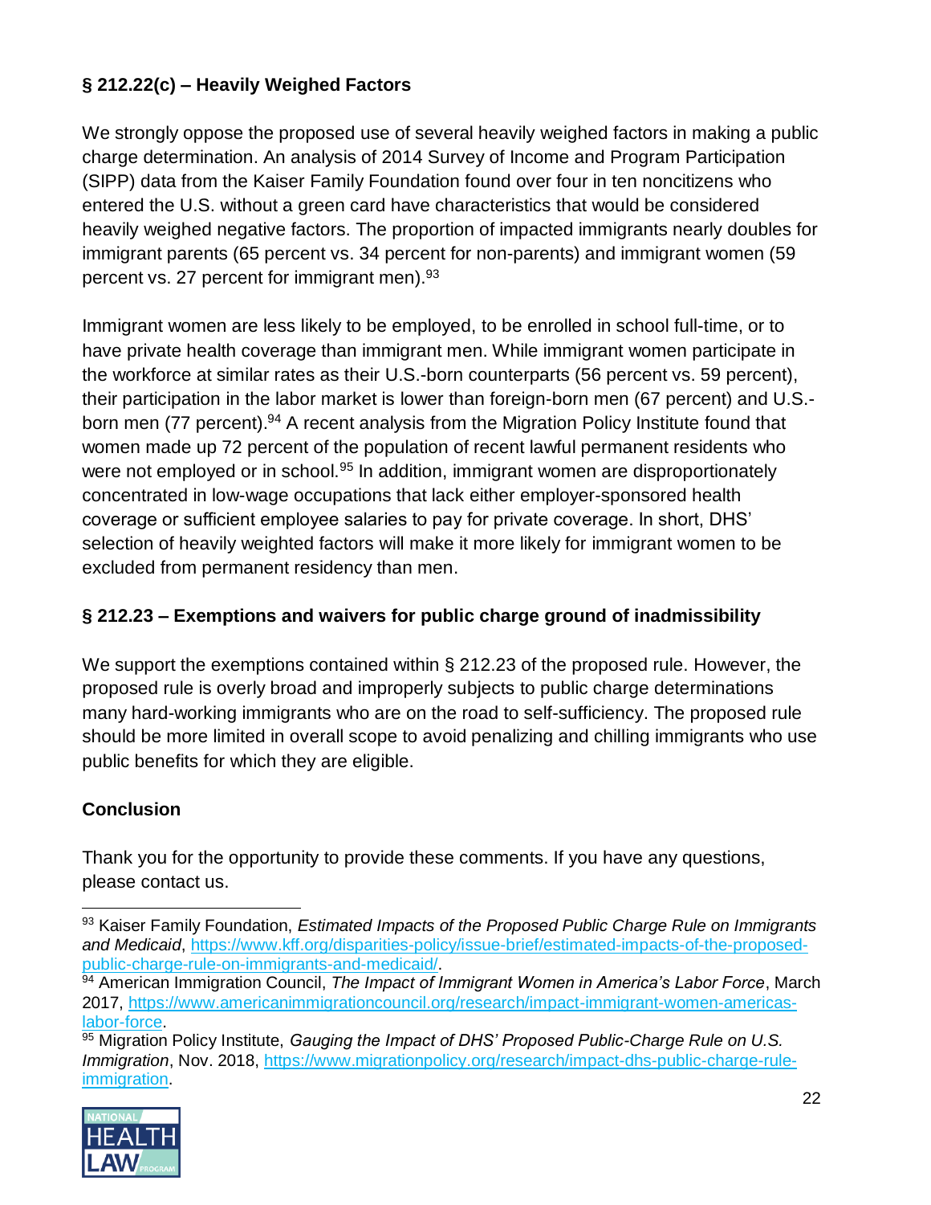**§ 212.22(c) – Heavily Weighed Factors**

We strongly oppose the proposed use of several heavily weighed factors in making a public charge determination. An analysis of 2014 Survey of Income and Program Participation (SIPP) data from the Kaiser Family Foundation found over four in ten noncitizens who entered the U.S. without a green card have characteristics that would be considered heavily weighed negative factors. The proportion of impacted immigrants nearly doubles for immigrant parents (65 percent vs. 34 percent for non-parents) and immigrant women (59 percent vs. 27 percent for immigrant men).[93]

Immigrant women are less likely to be employed, to be enrolled in school full-time, or to have private health coverage than immigrant men. While immigrant women participate in the workforce at similar rates as their U.S.-born counterparts (56 percent vs. 59 percent), their participation in the labor market is lower than foreign-born men (67 percent) and U.S.-born men (77 percent).[94] A recent analysis from the Migration Policy Institute found that women made up 72 percent of the population of recent lawful permanent residents who were not employed or in school.[95] In addition, immigrant women are disproportionately concentrated in low-wage occupations that lack either employer-sponsored health coverage or sufficient employee salaries to pay for private coverage. In short, DHS' selection of heavily weighted factors will make it more likely for immigrant women to be excluded from permanent residency than men.

**§ 212.23 – Exemptions and waivers for public charge ground of inadmissibility**

We support the exemptions contained within § 212.23 of the proposed rule. However, the proposed rule is overly broad and improperly subjects to public charge determinations many hard-working immigrants who are on the road to self-sufficiency. The proposed rule should be more limited in overall scope to avoid penalizing and chilling immigrants who use public benefits for which they are eligible.

**Conclusion**

Thank you for the opportunity to provide these comments. If you have any questions, please contact us.

---

[93] Kaiser Family Foundation, *Estimated Impacts of the Proposed Public Charge Rule on Immigrants and Medicaid*, https://www.kff.org/disparities-policy/issue-brief/estimated-impacts-of-the-proposed-public-charge-rule-on-immigrants-and-medicaid/.

[94] American Immigration Council, *The Impact of Immigrant Women in America's Labor Force*, March 2017, https://www.americanimmigrationcouncil.org/research/impact-immigrant-women-americas-labor-force.

[95] Migration Policy Institute, *Gauging the Impact of DHS' Proposed Public-Charge Rule on U.S. Immigration*, Nov. 2018, https://www.migrationpolicy.org/research/impact-dhs-public-charge-rule-immigration.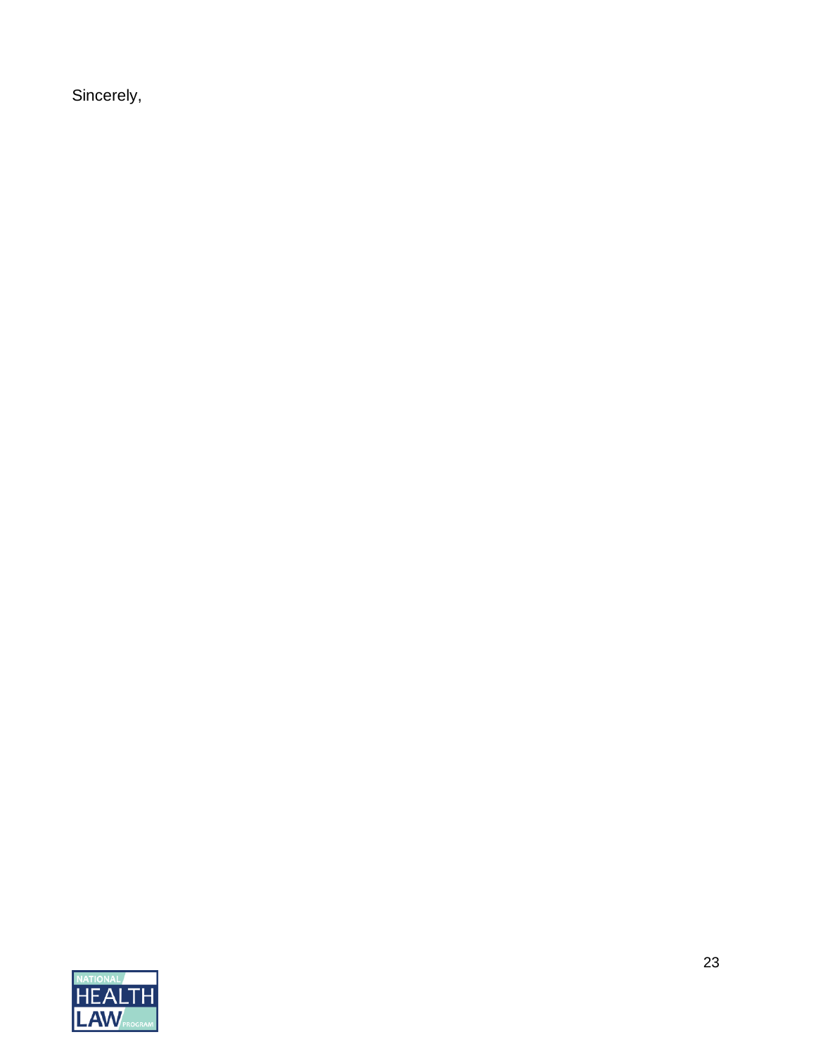Sincerely,